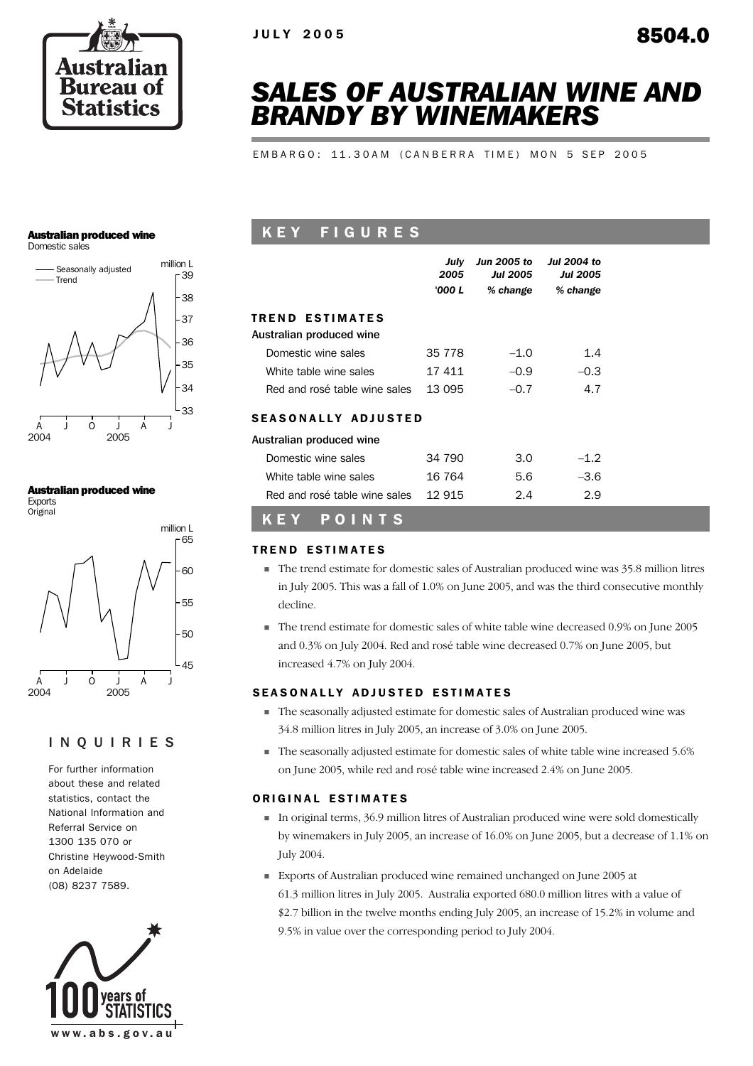JULY 2005

8504.0

# SALES OF AUSTRALIAN WINE AND BRANDY BY WINEMAKERS

EMBARGO: 11.30AM (CANBERRA TIME) MON 5 SEP 2005

## KEY FIGURES

| | July 2005 | Jun 2005 to Jul 2005 | Jul 2004 to Jul 2005 |
|---|---|---|---|
| | '000 L | % change | % change |
| **TREND ESTIMATES** | | | |
| **Australian produced wine** | | | |
| Domestic wine sales | 35 778 | –1.0 | 1.4 |
| White table wine sales | 17 411 | –0.9 | –0.3 |
| Red and rosé table wine sales | 13 095 | –0.7 | 4.7 |
| **SEASONALLY ADJUSTED** | | | |
| **Australian produced wine** | | | |
| Domestic wine sales | 34 790 | 3.0 | –1.2 |
| White table wine sales | 16 764 | 5.6 | –3.6 |
| Red and rosé table wine sales | 12 915 | 2.4 | 2.9 |

## KEY POINTS

### TREND ESTIMATES

- The trend estimate for domestic sales of Australian produced wine was 35.8 million litres in July 2005. This was a fall of 1.0% on June 2005, and was the third consecutive monthly decline.
- The trend estimate for domestic sales of white table wine decreased 0.9% on June 2005 and 0.3% on July 2004. Red and rosé table wine decreased 0.7% on June 2005, but increased 4.7% on July 2004.

### SEASONALLY ADJUSTED ESTIMATES

- The seasonally adjusted estimate for domestic sales of Australian produced wine was 34.8 million litres in July 2005, an increase of 3.0% on June 2005.
- The seasonally adjusted estimate for domestic sales of white table wine increased 5.6% on June 2005, while red and rosé table wine increased 2.4% on June 2005.

### ORIGINAL ESTIMATES

- In original terms, 36.9 million litres of Australian produced wine were sold domestically by winemakers in July 2005, an increase of 16.0% on June 2005, but a decrease of 1.1% on July 2004.
- Exports of Australian produced wine remained unchanged on June 2005 at 61.3 million litres in July 2005. Australia exported 680.0 million litres with a value of $2.7 billion in the twelve months ending July 2005, an increase of 15.2% in volume and 9.5% in value over the corresponding period to July 2004.

**Australian produced wine**
Domestic sales

**Australian produced wine**
Exports
Original

## INQUIRIES

For further information about these and related statistics, contact the National Information and Referral Service on 1300 135 070 or Christine Heywood-Smith on Adelaide (08) 8237 7589.

www.abs.gov.au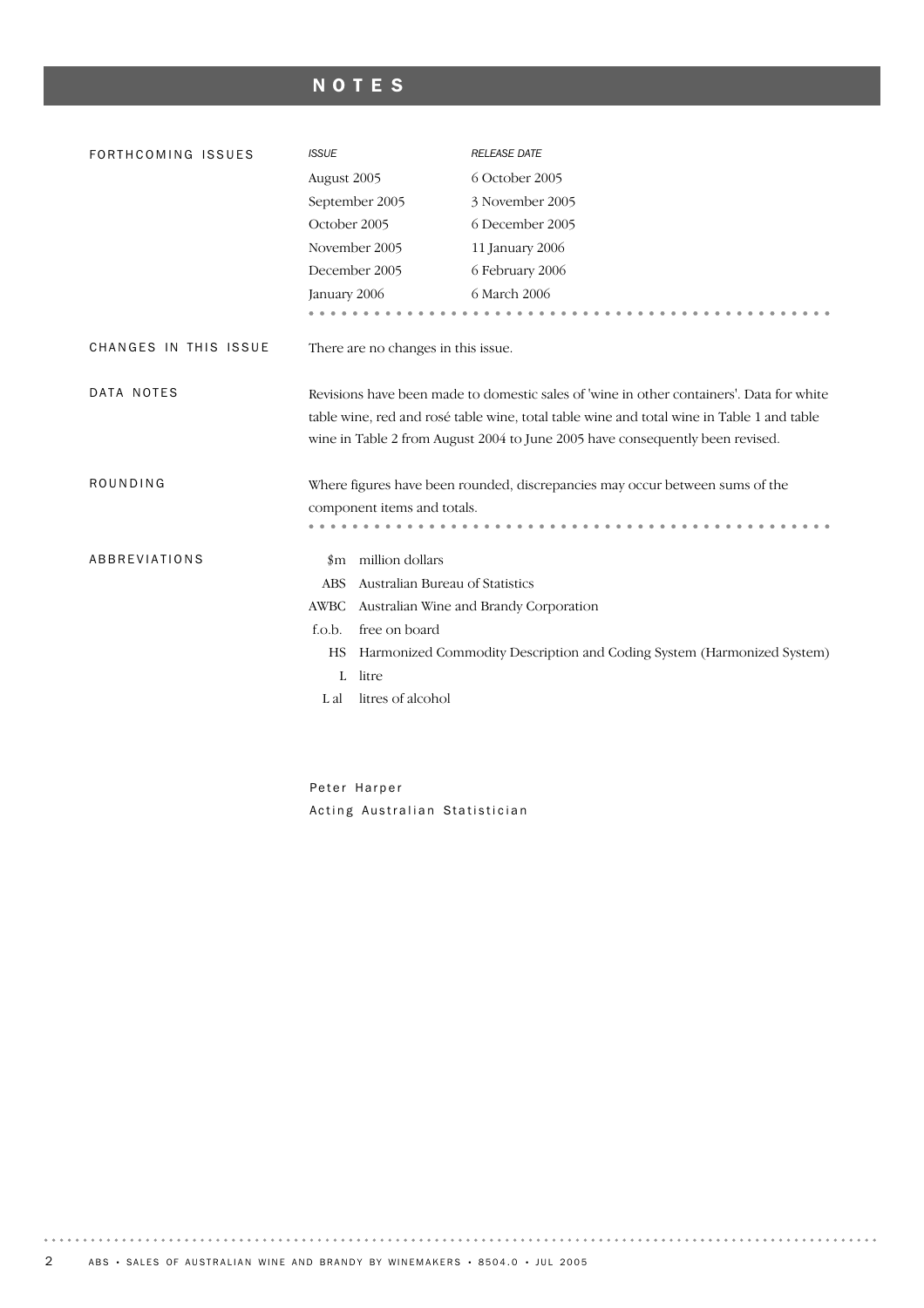# NOTES

## FORTHCOMING ISSUES

| *ISSUE* | *RELEASE DATE* |
| --- | --- |
| August 2005 | 6 October 2005 |
| September 2005 | 3 November 2005 |
| October 2005 | 6 December 2005 |
| November 2005 | 11 January 2006 |
| December 2005 | 6 February 2006 |
| January 2006 | 6 March 2006 |

## CHANGES IN THIS ISSUE

There are no changes in this issue.

## DATA NOTES

Revisions have been made to domestic sales of 'wine in other containers'. Data for white table wine, red and rosé table wine, total table wine and total wine in Table 1 and table wine in Table 2 from August 2004 to June 2005 have consequently been revised.

## ROUNDING

Where figures have been rounded, discrepancies may occur between sums of the component items and totals.

## ABBREVIATIONS

| | |
| --- | --- |
| $m | million dollars |
| ABS | Australian Bureau of Statistics |
| AWBC | Australian Wine and Brandy Corporation |
| f.o.b. | free on board |
| HS | Harmonized Commodity Description and Coding System (Harmonized System) |
| L | litre |
| L al | litres of alcohol |

Peter Harper
Acting Australian Statistician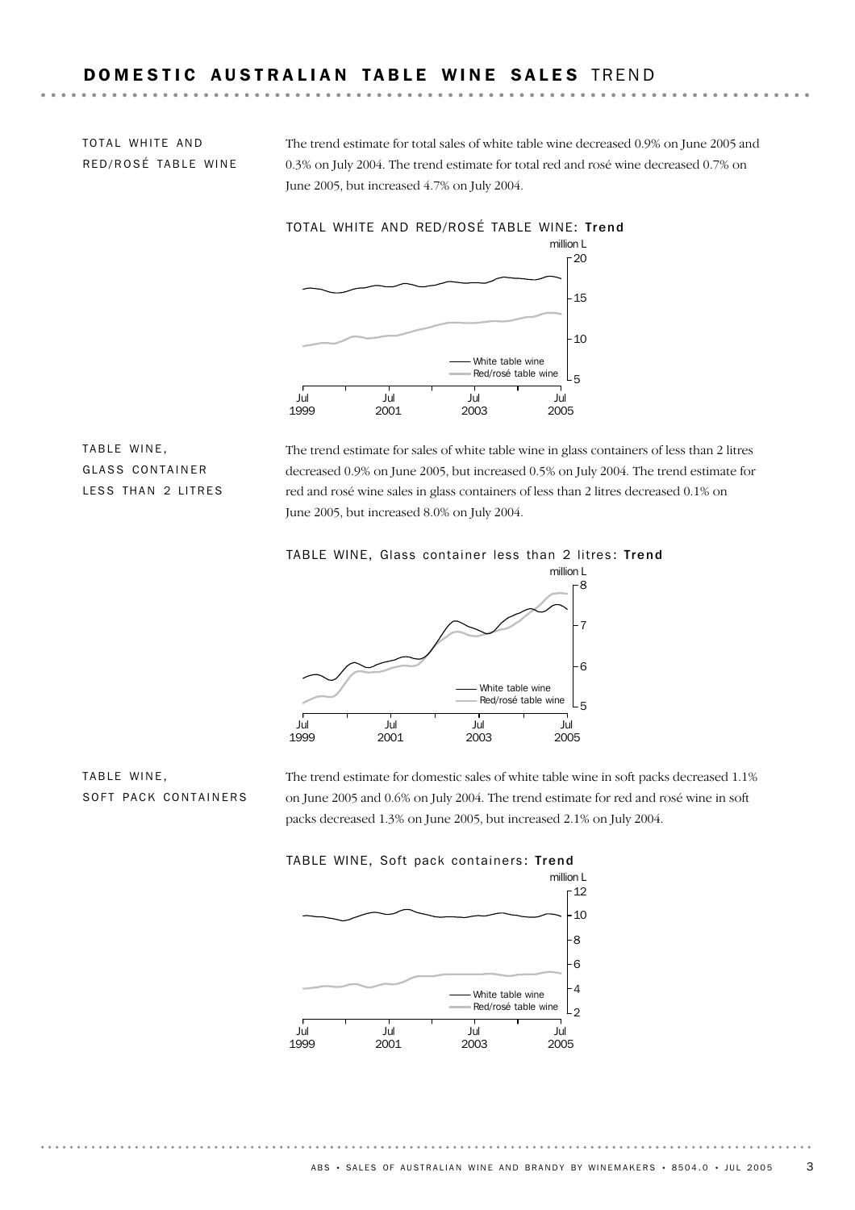## DOMESTIC AUSTRALIAN TABLE WINE SALES TREND

### TOTAL WHITE AND RED/ROSÉ TABLE WINE

The trend estimate for total sales of white table wine decreased 0.9% on June 2005 and 0.3% on July 2004. The trend estimate for total red and rosé wine decreased 0.7% on June 2005, but increased 4.7% on July 2004.

TOTAL WHITE AND RED/ROSÉ TABLE WINE: **Trend**

### TABLE WINE, GLASS CONTAINER LESS THAN 2 LITRES

The trend estimate for sales of white table wine in glass containers of less than 2 litres decreased 0.9% on June 2005, but increased 0.5% on July 2004. The trend estimate for red and rosé wine sales in glass containers of less than 2 litres decreased 0.1% on June 2005, but increased 8.0% on July 2004.

TABLE WINE, Glass container less than 2 litres: **Trend**

### TABLE WINE, SOFT PACK CONTAINERS

The trend estimate for domestic sales of white table wine in soft packs decreased 1.1% on June 2005 and 0.6% on July 2004. The trend estimate for red and rosé wine in soft packs decreased 1.3% on June 2005, but increased 2.1% on July 2004.

TABLE WINE, Soft pack containers: **Trend**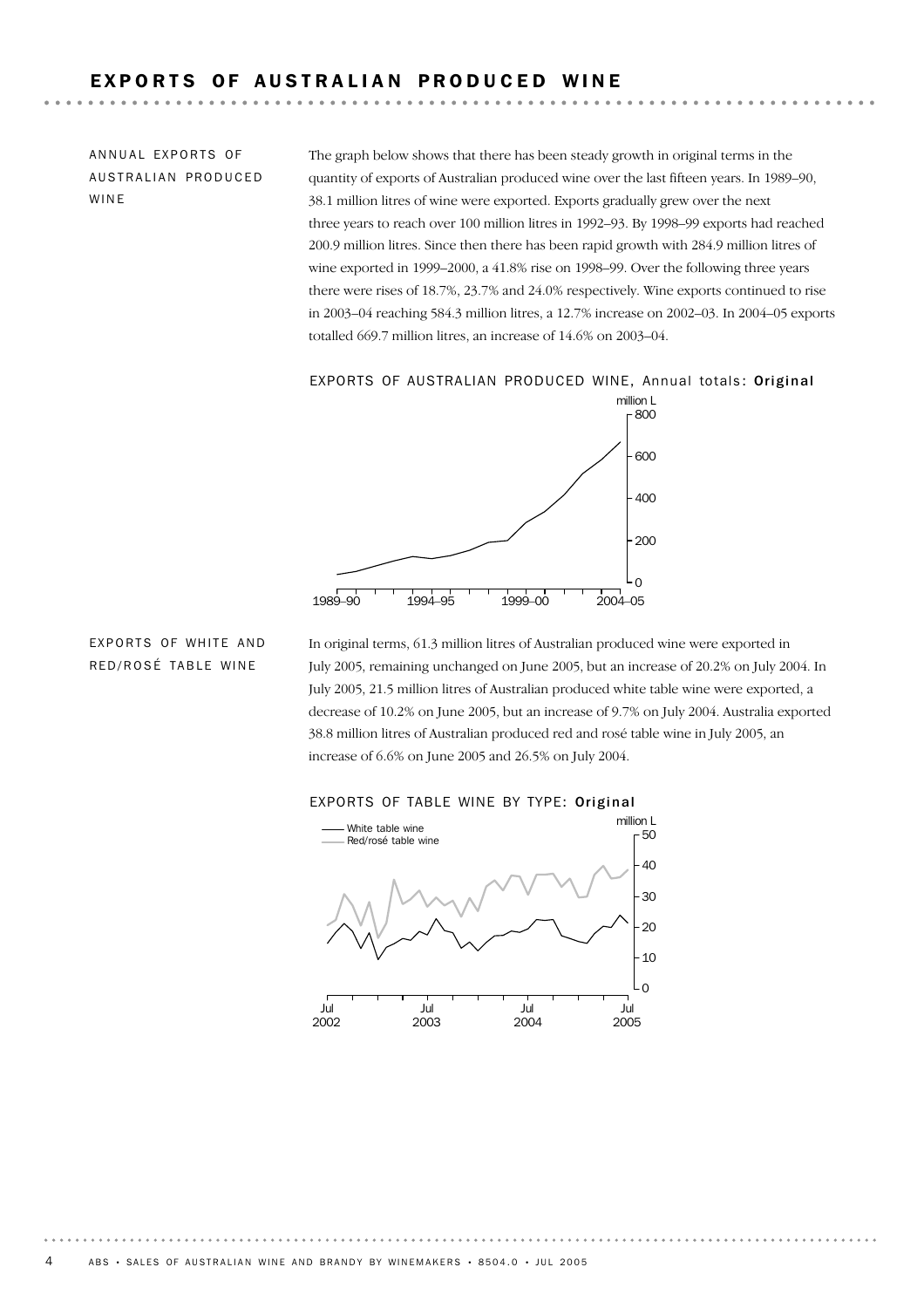# EXPORTS OF AUSTRALIAN PRODUCED WINE

## ANNUAL EXPORTS OF AUSTRALIAN PRODUCED WINE

The graph below shows that there has been steady growth in original terms in the quantity of exports of Australian produced wine over the last fifteen years. In 1989–90, 38.1 million litres of wine were exported. Exports gradually grew over the next three years to reach over 100 million litres in 1992–93. By 1998–99 exports had reached 200.9 million litres. Since then there has been rapid growth with 284.9 million litres of wine exported in 1999–2000, a 41.8% rise on 1998–99. Over the following three years there were rises of 18.7%, 23.7% and 24.0% respectively. Wine exports continued to rise in 2003–04 reaching 584.3 million litres, a 12.7% increase on 2002–03. In 2004–05 exports totalled 669.7 million litres, an increase of 14.6% on 2003–04.

EXPORTS OF AUSTRALIAN PRODUCED WINE, Annual totals: **Original**

## EXPORTS OF WHITE AND RED/ROSÉ TABLE WINE

In original terms, 61.3 million litres of Australian produced wine were exported in July 2005, remaining unchanged on June 2005, but an increase of 20.2% on July 2004. In July 2005, 21.5 million litres of Australian produced white table wine were exported, a decrease of 10.2% on June 2005, but an increase of 9.7% on July 2004. Australia exported 38.8 million litres of Australian produced red and rosé table wine in July 2005, an increase of 6.6% on June 2005 and 26.5% on July 2004.

EXPORTS OF TABLE WINE BY TYPE: **Original**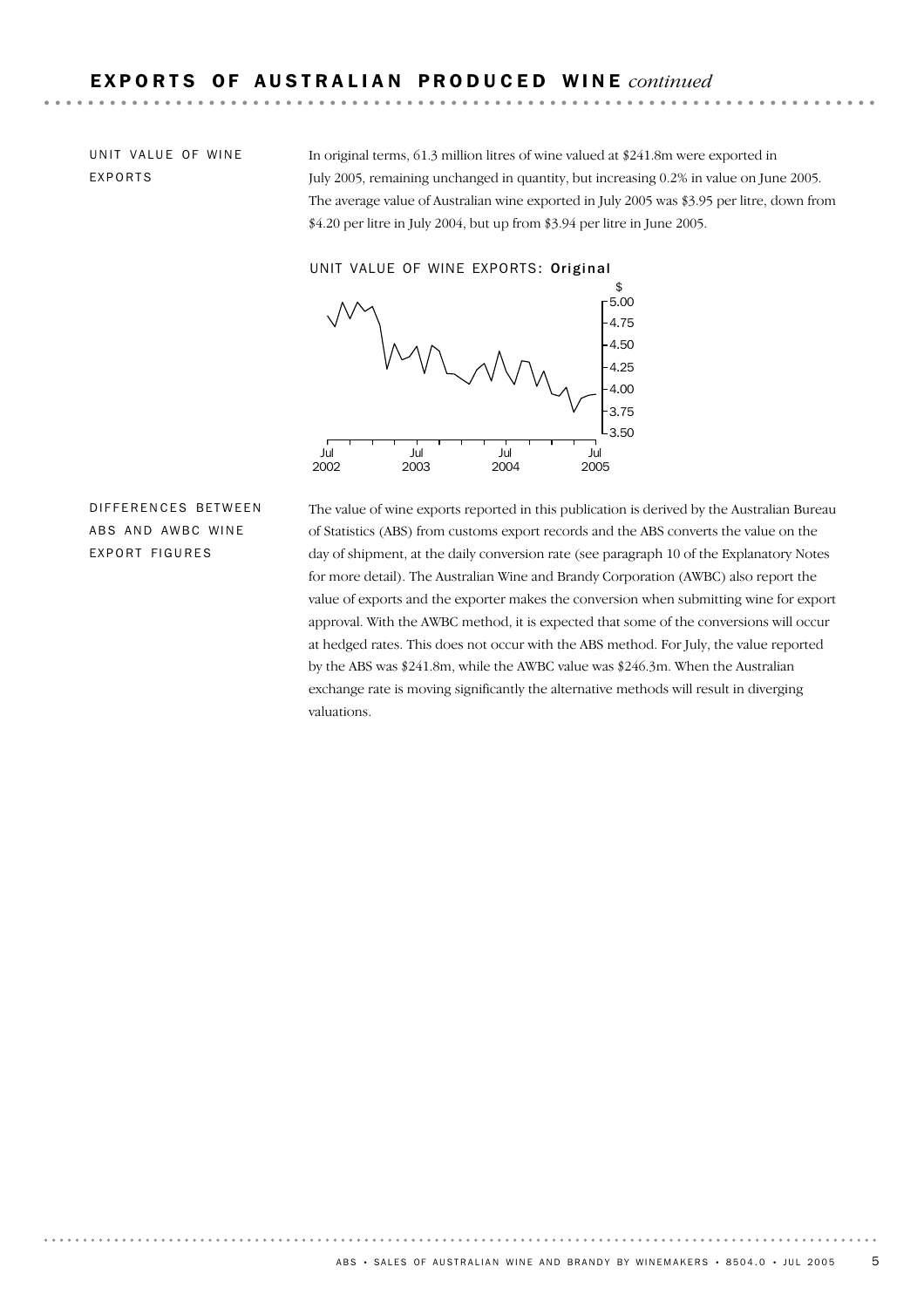## EXPORTS OF AUSTRALIAN PRODUCED WINE *continued*

### UNIT VALUE OF WINE EXPORTS

In original terms, 61.3 million litres of wine valued at $241.8m were exported in July 2005, remaining unchanged in quantity, but increasing 0.2% in value on June 2005. The average value of Australian wine exported in July 2005 was $3.95 per litre, down from $4.20 per litre in July 2004, but up from $3.94 per litre in June 2005.

UNIT VALUE OF WINE EXPORTS: **Original**

### DIFFERENCES BETWEEN ABS AND AWBC WINE EXPORT FIGURES

The value of wine exports reported in this publication is derived by the Australian Bureau of Statistics (ABS) from customs export records and the ABS converts the value on the day of shipment, at the daily conversion rate (see paragraph 10 of the Explanatory Notes for more detail). The Australian Wine and Brandy Corporation (AWBC) also report the value of exports and the exporter makes the conversion when submitting wine for export approval. With the AWBC method, it is expected that some of the conversions will occur at hedged rates. This does not occur with the ABS method. For July, the value reported by the ABS was $241.8m, while the AWBC value was $246.3m. When the Australian exchange rate is moving significantly the alternative methods will result in diverging valuations.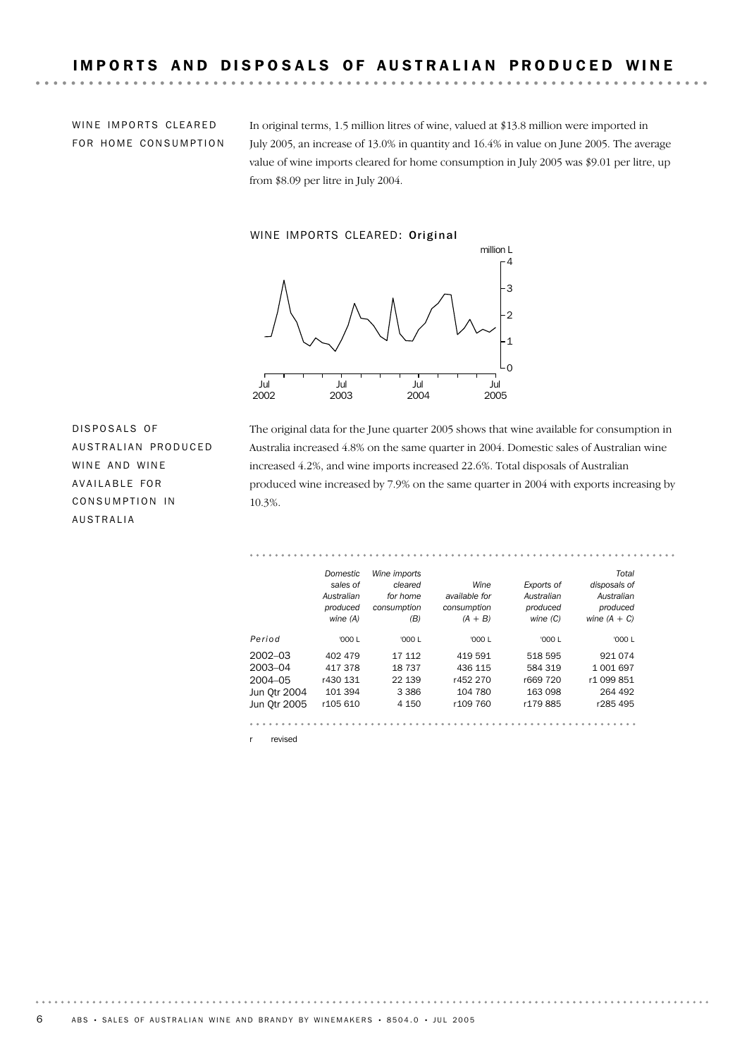## IMPORTS AND DISPOSALS OF AUSTRALIAN PRODUCED WINE

### WINE IMPORTS CLEARED FOR HOME CONSUMPTION

In original terms, 1.5 million litres of wine, valued at $13.8 million were imported in July 2005, an increase of 13.0% in quantity and 16.4% in value on June 2005. The average value of wine imports cleared for home consumption in July 2005 was $9.01 per litre, up from $8.09 per litre in July 2004.

WINE IMPORTS CLEARED: **Original**

### DISPOSALS OF AUSTRALIAN PRODUCED WINE AND WINE AVAILABLE FOR CONSUMPTION IN AUSTRALIA

The original data for the June quarter 2005 shows that wine available for consumption in Australia increased 4.8% on the same quarter in 2004. Domestic sales of Australian wine increased 4.2%, and wine imports increased 22.6%. Total disposals of Australian produced wine increased by 7.9% on the same quarter in 2004 with exports increasing by 10.3%.

| Period | *Domestic sales of Australian produced wine (A)* | *Wine imports cleared for home consumption (B)* | *Wine available for consumption (A + B)* | *Exports of Australian produced wine (C)* | *Total disposals of Australian produced wine (A + C)* |
|---|---|---|---|---|---|
| | '000 L | '000 L | '000 L | '000 L | '000 L |
| 2002–03 | 402 479 | 17 112 | 419 591 | 518 595 | 921 074 |
| 2003–04 | 417 378 | 18 737 | 436 115 | 584 319 | 1 001 697 |
| 2004–05 | r430 131 | 22 139 | r452 270 | r669 720 | r1 099 851 |
| Jun Qtr 2004 | 101 394 | 3 386 | 104 780 | 163 098 | 264 492 |
| Jun Qtr 2005 | r105 610 | 4 150 | r109 760 | r179 885 | r285 495 |

r revised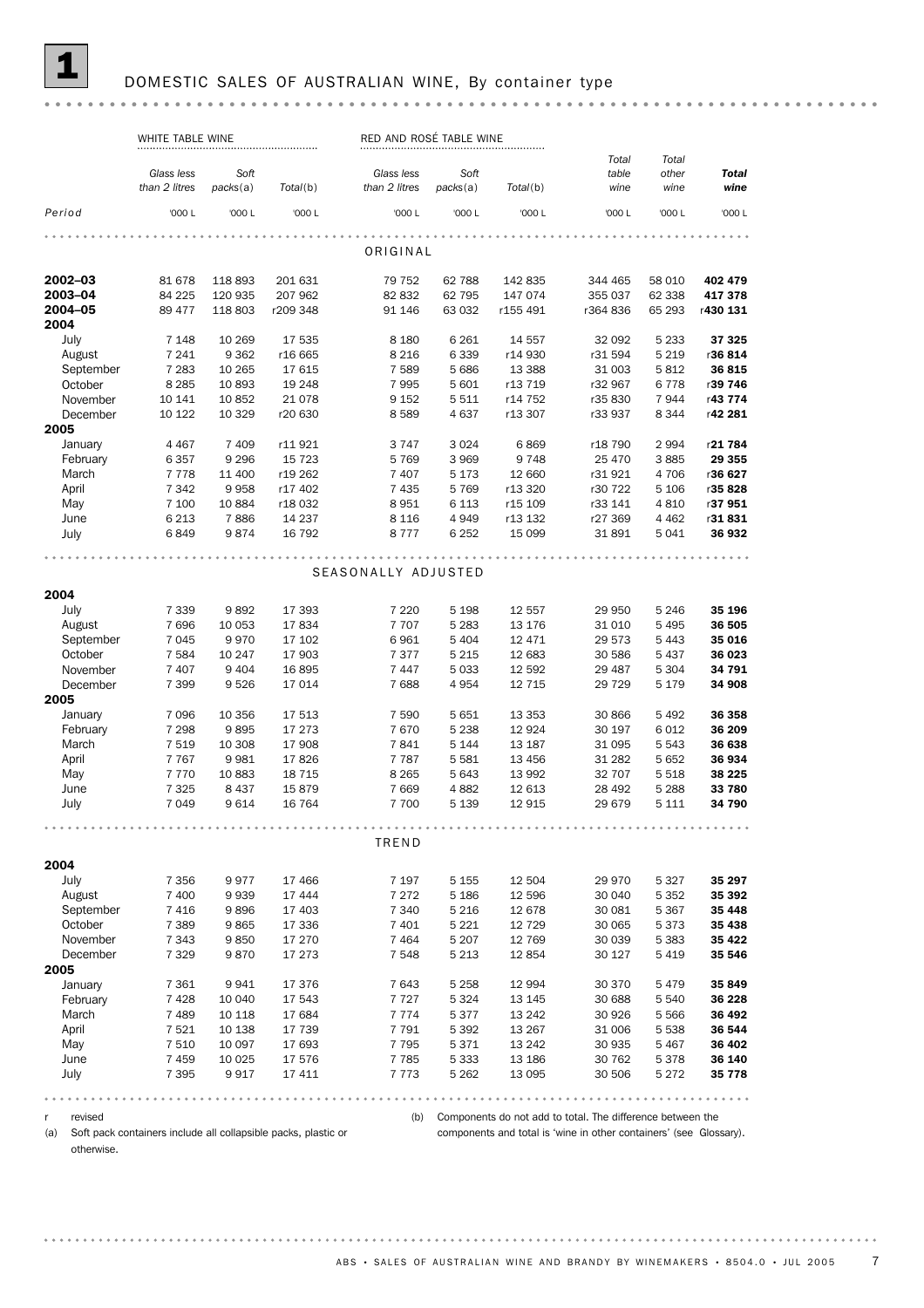# 1 DOMESTIC SALES OF AUSTRALIAN WINE, By container type

| | WHITE TABLE WINE | | | RED AND ROSÉ TABLE WINE | | | | | |
|---|---|---|---|---|---|---|---|---|---|
| | *Glass less than 2 litres* | *Soft packs(a)* | *Total(b)* | *Glass less than 2 litres* | *Soft packs(a)* | *Total(b)* | *Total table wine* | *Total other wine* | ***Total wine*** |
| *Period* | '000 L | '000 L | '000 L | '000 L | '000 L | '000 L | '000 L | '000 L | '000 L |
| | | | | ORIGINAL | | | | | |
| **2002–03** | 81 678 | 118 893 | 201 631 | 79 752 | 62 788 | 142 835 | 344 465 | 58 010 | **402 479** |
| **2003–04** | 84 225 | 120 935 | 207 962 | 82 832 | 62 795 | 147 074 | 355 037 | 62 338 | **417 378** |
| **2004–05** | 89 477 | 118 803 | r209 348 | 91 146 | 63 032 | r155 491 | r364 836 | 65 293 | r**430 131** |
| **2004** | | | | | | | | | |
| July | 7 148 | 10 269 | 17 535 | 8 180 | 6 261 | 14 557 | 32 092 | 5 233 | **37 325** |
| August | 7 241 | 9 362 | r16 665 | 8 216 | 6 339 | r14 930 | r31 594 | 5 219 | r**36 814** |
| September | 7 283 | 10 265 | 17 615 | 7 589 | 5 686 | 13 388 | 31 003 | 5 812 | **36 815** |
| October | 8 285 | 10 893 | 19 248 | 7 995 | 5 601 | r13 719 | r32 967 | 6 778 | r**39 746** |
| November | 10 141 | 10 852 | 21 078 | 9 152 | 5 511 | r14 752 | r35 830 | 7 944 | r**43 774** |
| December | 10 122 | 10 329 | r20 630 | 8 589 | 4 637 | r13 307 | r33 937 | 8 344 | r**42 281** |
| **2005** | | | | | | | | | |
| January | 4 467 | 7 409 | r11 921 | 3 747 | 3 024 | 6 869 | r18 790 | 2 994 | r**21 784** |
| February | 6 357 | 9 296 | 15 723 | 5 769 | 3 969 | 9 748 | 25 470 | 3 885 | **29 355** |
| March | 7 778 | 11 400 | r19 262 | 7 407 | 5 173 | 12 660 | r31 921 | 4 706 | r**36 627** |
| April | 7 342 | 9 958 | r17 402 | 7 435 | 5 769 | r13 320 | r30 722 | 5 106 | r**35 828** |
| May | 7 100 | 10 884 | r18 032 | 8 951 | 6 113 | r15 109 | r33 141 | 4 810 | r**37 951** |
| June | 6 213 | 7 886 | 14 237 | 8 116 | 4 949 | r13 132 | r27 369 | 4 462 | r**31 831** |
| July | 6 849 | 9 874 | 16 792 | 8 777 | 6 252 | 15 099 | 31 891 | 5 041 | **36 932** |
| | | | | SEASONALLY ADJUSTED | | | | | |
| **2004** | | | | | | | | | |
| July | 7 339 | 9 892 | 17 393 | 7 220 | 5 198 | 12 557 | 29 950 | 5 246 | **35 196** |
| August | 7 696 | 10 053 | 17 834 | 7 707 | 5 283 | 13 176 | 31 010 | 5 495 | **36 505** |
| September | 7 045 | 9 970 | 17 102 | 6 961 | 5 404 | 12 471 | 29 573 | 5 443 | **35 016** |
| October | 7 584 | 10 247 | 17 903 | 7 377 | 5 215 | 12 683 | 30 586 | 5 437 | **36 023** |
| November | 7 407 | 9 404 | 16 895 | 7 447 | 5 033 | 12 592 | 29 487 | 5 304 | **34 791** |
| December | 7 399 | 9 526 | 17 014 | 7 688 | 4 954 | 12 715 | 29 729 | 5 179 | **34 908** |
| **2005** | | | | | | | | | |
| January | 7 096 | 10 356 | 17 513 | 7 590 | 5 651 | 13 353 | 30 866 | 5 492 | **36 358** |
| February | 7 298 | 9 895 | 17 273 | 7 670 | 5 238 | 12 924 | 30 197 | 6 012 | **36 209** |
| March | 7 519 | 10 308 | 17 908 | 7 841 | 5 144 | 13 187 | 31 095 | 5 543 | **36 638** |
| April | 7 767 | 9 981 | 17 826 | 7 787 | 5 581 | 13 456 | 31 282 | 5 652 | **36 934** |
| May | 7 770 | 10 883 | 18 715 | 8 265 | 5 643 | 13 992 | 32 707 | 5 518 | **38 225** |
| June | 7 325 | 8 437 | 15 879 | 7 669 | 4 882 | 12 613 | 28 492 | 5 288 | **33 780** |
| July | 7 049 | 9 614 | 16 764 | 7 700 | 5 139 | 12 915 | 29 679 | 5 111 | **34 790** |
| | | | | TREND | | | | | |
| **2004** | | | | | | | | | |
| July | 7 356 | 9 977 | 17 466 | 7 197 | 5 155 | 12 504 | 29 970 | 5 327 | **35 297** |
| August | 7 400 | 9 939 | 17 444 | 7 272 | 5 186 | 12 596 | 30 040 | 5 352 | **35 392** |
| September | 7 416 | 9 896 | 17 403 | 7 340 | 5 216 | 12 678 | 30 081 | 5 367 | **35 448** |
| October | 7 389 | 9 865 | 17 336 | 7 401 | 5 221 | 12 729 | 30 065 | 5 373 | **35 438** |
| November | 7 343 | 9 850 | 17 270 | 7 464 | 5 207 | 12 769 | 30 039 | 5 383 | **35 422** |
| December | 7 329 | 9 870 | 17 273 | 7 548 | 5 213 | 12 854 | 30 127 | 5 419 | **35 546** |
| **2005** | | | | | | | | | |
| January | 7 361 | 9 941 | 17 376 | 7 643 | 5 258 | 12 994 | 30 370 | 5 479 | **35 849** |
| February | 7 428 | 10 040 | 17 543 | 7 727 | 5 324 | 13 145 | 30 688 | 5 540 | **36 228** |
| March | 7 489 | 10 118 | 17 684 | 7 774 | 5 377 | 13 242 | 30 926 | 5 566 | **36 492** |
| April | 7 521 | 10 138 | 17 739 | 7 791 | 5 392 | 13 267 | 31 006 | 5 538 | **36 544** |
| May | 7 510 | 10 097 | 17 693 | 7 795 | 5 371 | 13 242 | 30 935 | 5 467 | **36 402** |
| June | 7 459 | 10 025 | 17 576 | 7 785 | 5 333 | 13 186 | 30 762 | 5 378 | **36 140** |
| July | 7 395 | 9 917 | 17 411 | 7 773 | 5 262 | 13 095 | 30 506 | 5 272 | **35 778** |

r revised

(a) Soft pack containers include all collapsible packs, plastic or otherwise.

(b) Components do not add to total. The difference between the components and total is 'wine in other containers' (see Glossary).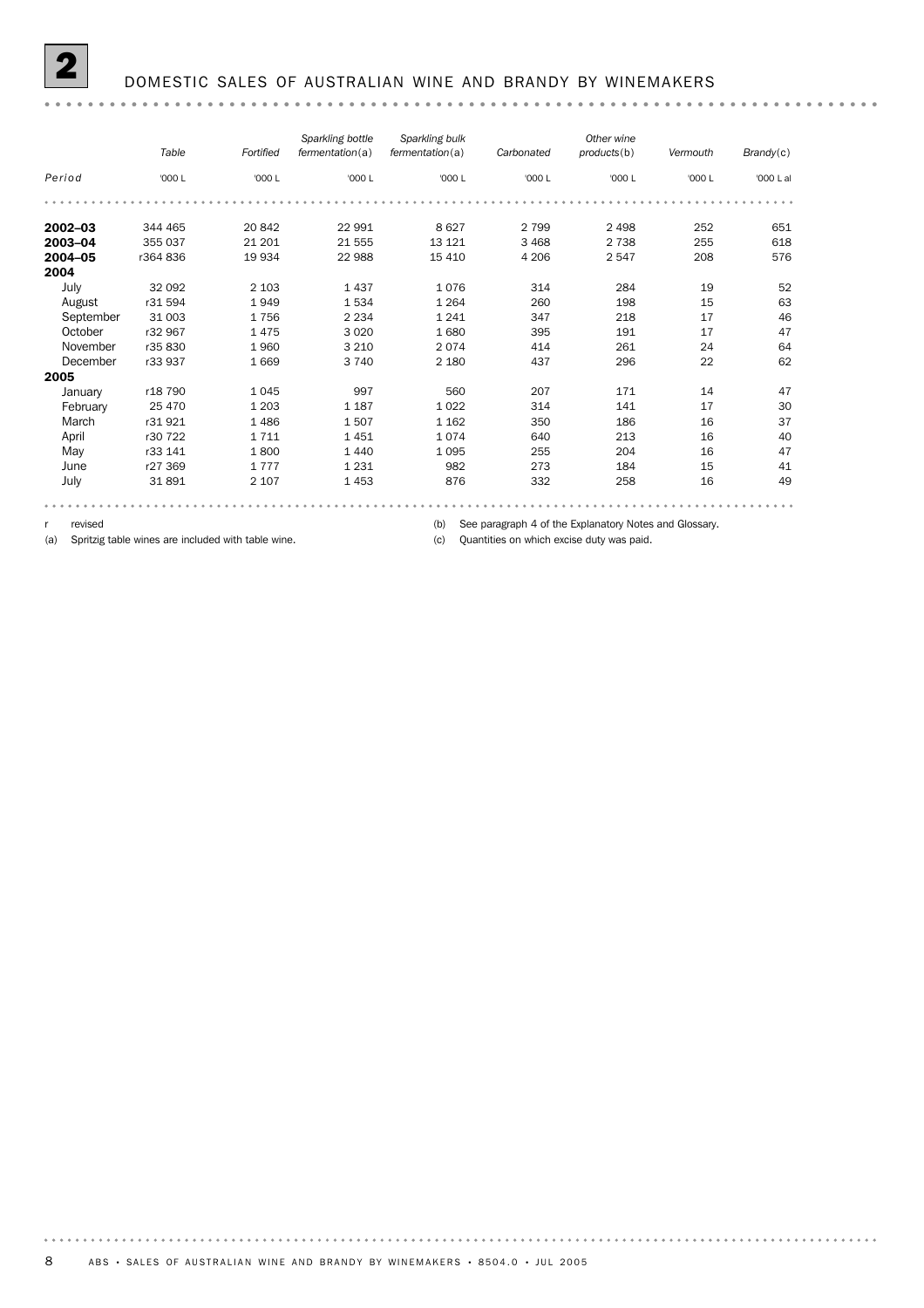## 2 DOMESTIC SALES OF AUSTRALIAN WINE AND BRANDY BY WINEMAKERS

| Period | Table | Fortified | Sparkling bottle fermentation(a) | Sparkling bulk fermentation(a) | Carbonated | Other wine products(b) | Vermouth | Brandy(c) |
|---|---|---|---|---|---|---|---|---|
| | '000 L | '000 L | '000 L | '000 L | '000 L | '000 L | '000 L | '000 L al |
| **2002–03** | 344 465 | 20 842 | 22 991 | 8 627 | 2 799 | 2 498 | 252 | 651 |
| **2003–04** | 355 037 | 21 201 | 21 555 | 13 121 | 3 468 | 2 738 | 255 | 618 |
| **2004–05** | r364 836 | 19 934 | 22 988 | 15 410 | 4 206 | 2 547 | 208 | 576 |
| **2004** | | | | | | | | |
| July | 32 092 | 2 103 | 1 437 | 1 076 | 314 | 284 | 19 | 52 |
| August | r31 594 | 1 949 | 1 534 | 1 264 | 260 | 198 | 15 | 63 |
| September | 31 003 | 1 756 | 2 234 | 1 241 | 347 | 218 | 17 | 46 |
| October | r32 967 | 1 475 | 3 020 | 1 680 | 395 | 191 | 17 | 47 |
| November | r35 830 | 1 960 | 3 210 | 2 074 | 414 | 261 | 24 | 64 |
| December | r33 937 | 1 669 | 3 740 | 2 180 | 437 | 296 | 22 | 62 |
| **2005** | | | | | | | | |
| January | r18 790 | 1 045 | 997 | 560 | 207 | 171 | 14 | 47 |
| February | 25 470 | 1 203 | 1 187 | 1 022 | 314 | 141 | 17 | 30 |
| March | r31 921 | 1 486 | 1 507 | 1 162 | 350 | 186 | 16 | 37 |
| April | r30 722 | 1 711 | 1 451 | 1 074 | 640 | 213 | 16 | 40 |
| May | r33 141 | 1 800 | 1 440 | 1 095 | 255 | 204 | 16 | 47 |
| June | r27 369 | 1 777 | 1 231 | 982 | 273 | 184 | 15 | 41 |
| July | 31 891 | 2 107 | 1 453 | 876 | 332 | 258 | 16 | 49 |

r revised

(a) Spritzig table wines are included with table wine.

(b) See paragraph 4 of the Explanatory Notes and Glossary.

(c) Quantities on which excise duty was paid.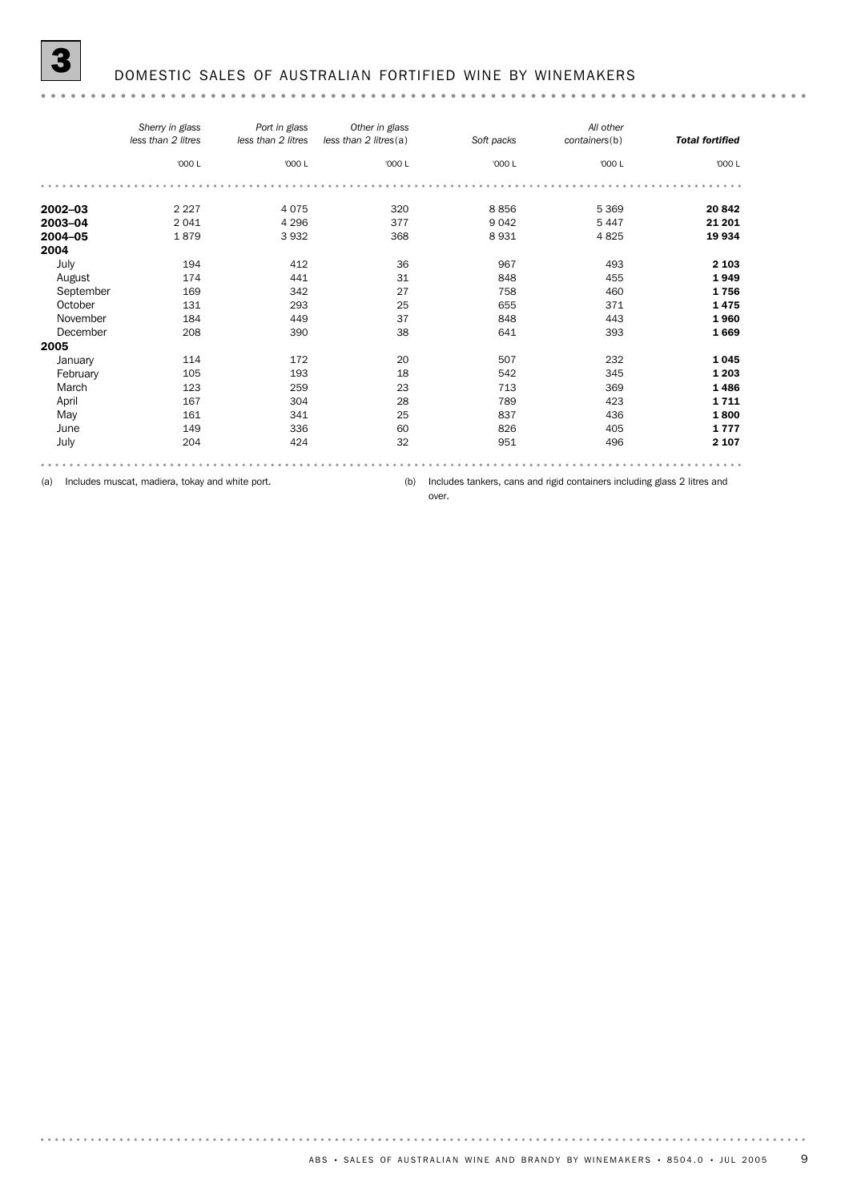# 3 DOMESTIC SALES OF AUSTRALIAN FORTIFIED WINE BY WINEMAKERS

| | *Sherry in glass less than 2 litres* | *Port in glass less than 2 litres* | *Other in glass less than 2 litres*(a) | *Soft packs* | *All other containers*(b) | ***Total fortified*** |
|---|---|---|---|---|---|---|
| | '000 L | '000 L | '000 L | '000 L | '000 L | '000 L |
| **2002–03** | 2 227 | 4 075 | 320 | 8 856 | 5 369 | **20 842** |
| **2003–04** | 2 041 | 4 296 | 377 | 9 042 | 5 447 | **21 201** |
| **2004–05** | 1 879 | 3 932 | 368 | 8 931 | 4 825 | **19 934** |
| **2004** | | | | | | |
| July | 194 | 412 | 36 | 967 | 493 | **2 103** |
| August | 174 | 441 | 31 | 848 | 455 | **1 949** |
| September | 169 | 342 | 27 | 758 | 460 | **1 756** |
| October | 131 | 293 | 25 | 655 | 371 | **1 475** |
| November | 184 | 449 | 37 | 848 | 443 | **1 960** |
| December | 208 | 390 | 38 | 641 | 393 | **1 669** |
| **2005** | | | | | | |
| January | 114 | 172 | 20 | 507 | 232 | **1 045** |
| February | 105 | 193 | 18 | 542 | 345 | **1 203** |
| March | 123 | 259 | 23 | 713 | 369 | **1 486** |
| April | 167 | 304 | 28 | 789 | 423 | **1 711** |
| May | 161 | 341 | 25 | 837 | 436 | **1 800** |
| June | 149 | 336 | 60 | 826 | 405 | **1 777** |
| July | 204 | 424 | 32 | 951 | 496 | **2 107** |

(a) Includes muscat, madiera, tokay and white port.

(b) Includes tankers, cans and rigid containers including glass 2 litres and over.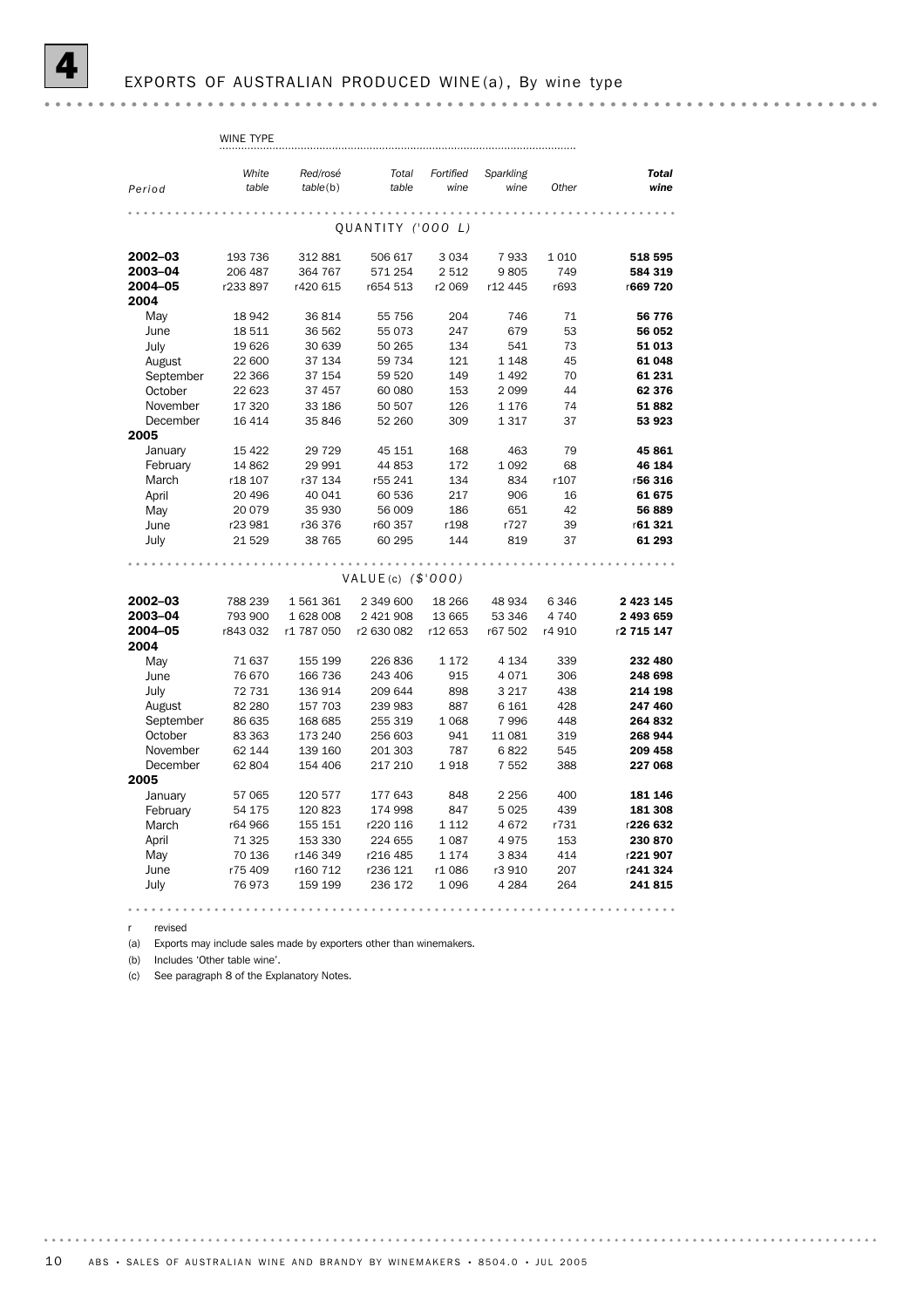# 4 EXPORTS OF AUSTRALIAN PRODUCED WINE(a), By wine type

| | WINE TYPE | | | | | | |
|---|---|---|---|---|---|---|---|
| *Period* | *White table* | *Red/rosé table*(b) | *Total table* | *Fortified wine* | *Sparkling wine* | *Other* | ***Total wine*** |
| | | | QUANTITY ('000 L) | | | | |
| **2002–03** | 193 736 | 312 881 | 506 617 | 3 034 | 7 933 | 1 010 | **518 595** |
| **2003–04** | 206 487 | 364 767 | 571 254 | 2 512 | 9 805 | 749 | **584 319** |
| **2004–05** | r233 897 | r420 615 | r654 513 | r2 069 | r12 445 | r693 | r**669 720** |
| **2004** | | | | | | | |
| May | 18 942 | 36 814 | 55 756 | 204 | 746 | 71 | **56 776** |
| June | 18 511 | 36 562 | 55 073 | 247 | 679 | 53 | **56 052** |
| July | 19 626 | 30 639 | 50 265 | 134 | 541 | 73 | **51 013** |
| August | 22 600 | 37 134 | 59 734 | 121 | 1 148 | 45 | **61 048** |
| September | 22 366 | 37 154 | 59 520 | 149 | 1 492 | 70 | **61 231** |
| October | 22 623 | 37 457 | 60 080 | 153 | 2 099 | 44 | **62 376** |
| November | 17 320 | 33 186 | 50 507 | 126 | 1 176 | 74 | **51 882** |
| December | 16 414 | 35 846 | 52 260 | 309 | 1 317 | 37 | **53 923** |
| **2005** | | | | | | | |
| January | 15 422 | 29 729 | 45 151 | 168 | 463 | 79 | **45 861** |
| February | 14 862 | 29 991 | 44 853 | 172 | 1 092 | 68 | **46 184** |
| March | r18 107 | r37 134 | r55 241 | 134 | 834 | r107 | r**56 316** |
| April | 20 496 | 40 041 | 60 536 | 217 | 906 | 16 | **61 675** |
| May | 20 079 | 35 930 | 56 009 | 186 | 651 | 42 | **56 889** |
| June | r23 981 | r36 376 | r60 357 | r198 | r727 | 39 | r**61 321** |
| July | 21 529 | 38 765 | 60 295 | 144 | 819 | 37 | **61 293** |
| | | | VALUE(c) ($'000) | | | | |
| **2002–03** | 788 239 | 1 561 361 | 2 349 600 | 18 266 | 48 934 | 6 346 | **2 423 145** |
| **2003–04** | 793 900 | 1 628 008 | 2 421 908 | 13 665 | 53 346 | 4 740 | **2 493 659** |
| **2004–05** | r843 032 | r1 787 050 | r2 630 082 | r12 653 | r67 502 | r4 910 | r**2 715 147** |
| **2004** | | | | | | | |
| May | 71 637 | 155 199 | 226 836 | 1 172 | 4 134 | 339 | **232 480** |
| June | 76 670 | 166 736 | 243 406 | 915 | 4 071 | 306 | **248 698** |
| July | 72 731 | 136 914 | 209 644 | 898 | 3 217 | 438 | **214 198** |
| August | 82 280 | 157 703 | 239 983 | 887 | 6 161 | 428 | **247 460** |
| September | 86 635 | 168 685 | 255 319 | 1 068 | 7 996 | 448 | **264 832** |
| October | 83 363 | 173 240 | 256 603 | 941 | 11 081 | 319 | **268 944** |
| November | 62 144 | 139 160 | 201 303 | 787 | 6 822 | 545 | **209 458** |
| December | 62 804 | 154 406 | 217 210 | 1 918 | 7 552 | 388 | **227 068** |
| **2005** | | | | | | | |
| January | 57 065 | 120 577 | 177 643 | 848 | 2 256 | 400 | **181 146** |
| February | 54 175 | 120 823 | 174 998 | 847 | 5 025 | 439 | **181 308** |
| March | r64 966 | 155 151 | r220 116 | 1 112 | 4 672 | r731 | r**226 632** |
| April | 71 325 | 153 330 | 224 655 | 1 087 | 4 975 | 153 | **230 870** |
| May | 70 136 | r146 349 | r216 485 | 1 174 | 3 834 | 414 | r**221 907** |
| June | r75 409 | r160 712 | r236 121 | r1 086 | r3 910 | 207 | r**241 324** |
| July | 76 973 | 159 199 | 236 172 | 1 096 | 4 284 | 264 | **241 815** |

r revised

(a) Exports may include sales made by exporters other than winemakers.

(b) Includes 'Other table wine'.

(c) See paragraph 8 of the Explanatory Notes.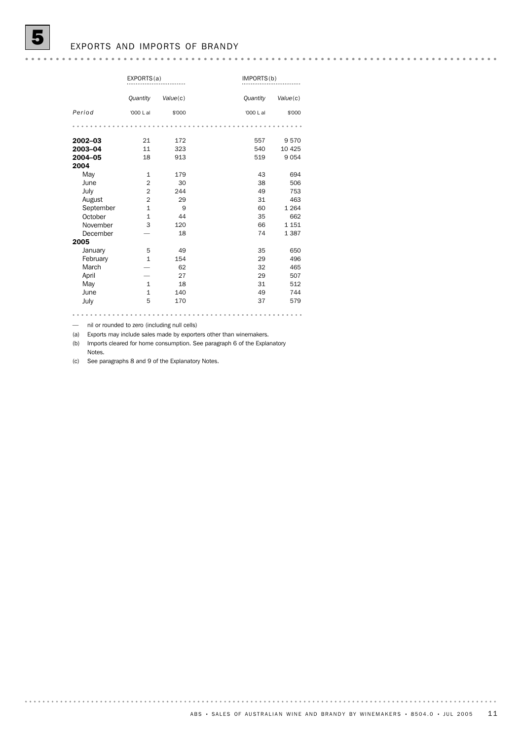# 5 EXPORTS AND IMPORTS OF BRANDY

| | EXPORTS(a) | | IMPORTS(b) | |
|---|---|---|---|---|
| | *Quantity* | *Value*(c) | *Quantity* | *Value*(c) |
| *Period* | '000 L al | $'000 | '000 L al | $'000 |
| **2002–03** | 21 | 172 | 557 | 9 570 |
| **2003–04** | 11 | 323 | 540 | 10 425 |
| **2004–05** | 18 | 913 | 519 | 9 054 |
| **2004** | | | | |
| May | 1 | 179 | 43 | 694 |
| June | 2 | 30 | 38 | 506 |
| July | 2 | 244 | 49 | 753 |
| August | 2 | 29 | 31 | 463 |
| September | 1 | 9 | 60 | 1 264 |
| October | 1 | 44 | 35 | 662 |
| November | 3 | 120 | 66 | 1 151 |
| December | — | 18 | 74 | 1 387 |
| **2005** | | | | |
| January | 5 | 49 | 35 | 650 |
| February | 1 | 154 | 29 | 496 |
| March | — | 62 | 32 | 465 |
| April | — | 27 | 29 | 507 |
| May | 1 | 18 | 31 | 512 |
| June | 1 | 140 | 49 | 744 |
| July | 5 | 170 | 37 | 579 |

— nil or rounded to zero (including null cells)

(a) Exports may include sales made by exporters other than winemakers.

(b) Imports cleared for home consumption. See paragraph 6 of the Explanatory Notes.

(c) See paragraphs 8 and 9 of the Explanatory Notes.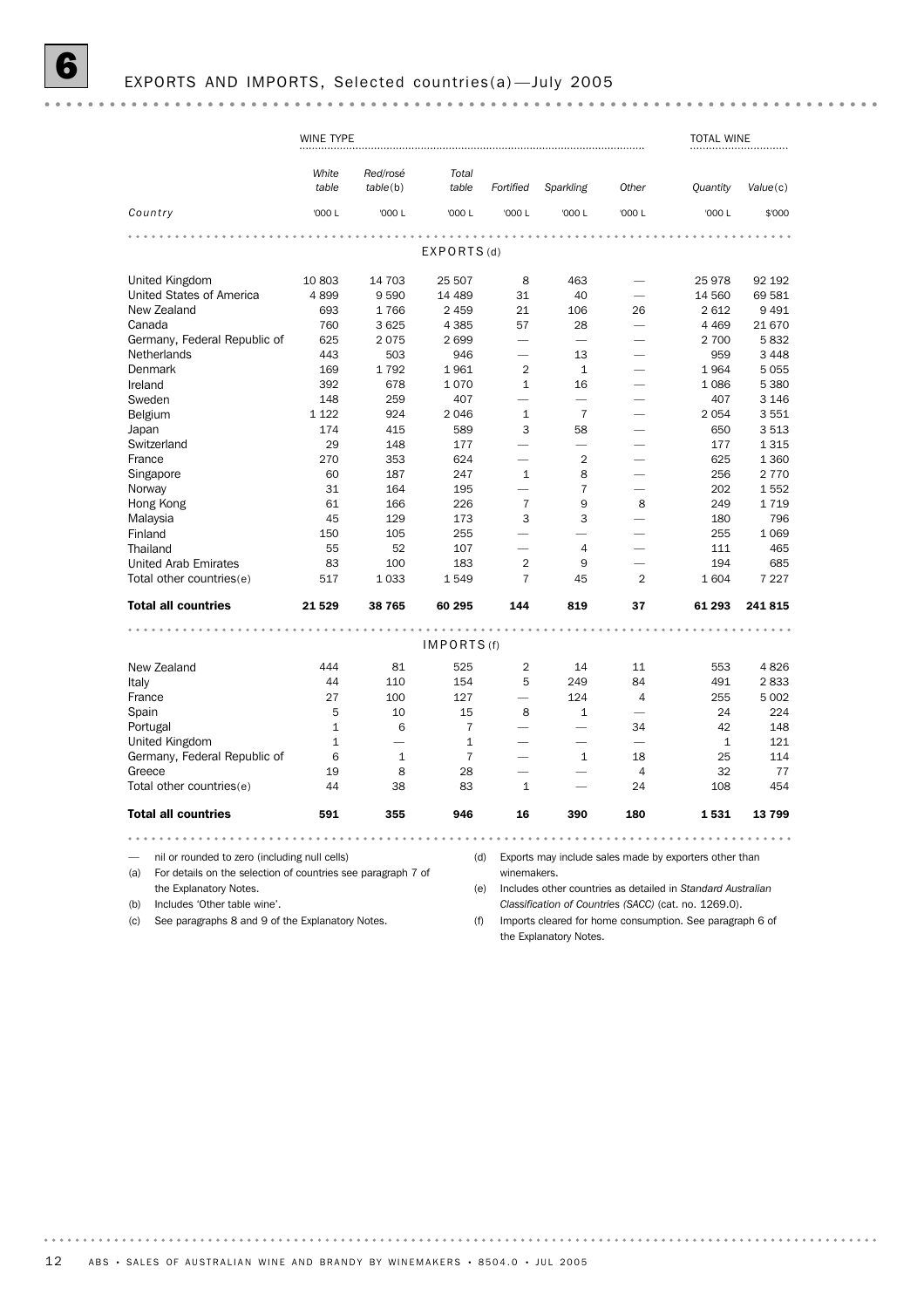# 6 EXPORTS AND IMPORTS, Selected countries(a)—July 2005

| | WINE TYPE | | | | | | TOTAL WINE | |
|---|---|---|---|---|---|---|---|---|
| | *White table* | *Red/rosé table*(b) | *Total table* | *Fortified* | *Sparkling* | *Other* | *Quantity* | *Value*(c) |
| *Country* | '000 L | '000 L | '000 L | '000 L | '000 L | '000 L | '000 L | $'000 |
| | | | EXPORTS(d) | | | | | |
| United Kingdom | 10 803 | 14 703 | 25 507 | 8 | 463 | — | 25 978 | 92 192 |
| United States of America | 4 899 | 9 590 | 14 489 | 31 | 40 | — | 14 560 | 69 581 |
| New Zealand | 693 | 1 766 | 2 459 | 21 | 106 | 26 | 2 612 | 9 491 |
| Canada | 760 | 3 625 | 4 385 | 57 | 28 | — | 4 469 | 21 670 |
| Germany, Federal Republic of | 625 | 2 075 | 2 699 | — | — | — | 2 700 | 5 832 |
| Netherlands | 443 | 503 | 946 | — | 13 | — | 959 | 3 448 |
| Denmark | 169 | 1 792 | 1 961 | 2 | 1 | — | 1 964 | 5 055 |
| Ireland | 392 | 678 | 1 070 | 1 | 16 | — | 1 086 | 5 380 |
| Sweden | 148 | 259 | 407 | — | — | — | 407 | 3 146 |
| Belgium | 1 122 | 924 | 2 046 | 1 | 7 | — | 2 054 | 3 551 |
| Japan | 174 | 415 | 589 | 3 | 58 | — | 650 | 3 513 |
| Switzerland | 29 | 148 | 177 | — | — | — | 177 | 1 315 |
| France | 270 | 353 | 624 | — | 2 | — | 625 | 1 360 |
| Singapore | 60 | 187 | 247 | 1 | 8 | — | 256 | 2 770 |
| Norway | 31 | 164 | 195 | — | 7 | — | 202 | 1 552 |
| Hong Kong | 61 | 166 | 226 | 7 | 9 | 8 | 249 | 1 719 |
| Malaysia | 45 | 129 | 173 | 3 | 3 | — | 180 | 796 |
| Finland | 150 | 105 | 255 | — | — | — | 255 | 1 069 |
| Thailand | 55 | 52 | 107 | — | 4 | — | 111 | 465 |
| United Arab Emirates | 83 | 100 | 183 | 2 | 9 | — | 194 | 685 |
| Total other countries(e) | 517 | 1 033 | 1 549 | 7 | 45 | 2 | 1 604 | 7 227 |
| **Total all countries** | **21 529** | **38 765** | **60 295** | **144** | **819** | **37** | **61 293** | **241 815** |
| | | | IMPORTS(f) | | | | | |
| New Zealand | 444 | 81 | 525 | 2 | 14 | 11 | 553 | 4 826 |
| Italy | 44 | 110 | 154 | 5 | 249 | 84 | 491 | 2 833 |
| France | 27 | 100 | 127 | — | 124 | 4 | 255 | 5 002 |
| Spain | 5 | 10 | 15 | 8 | 1 | — | 24 | 224 |
| Portugal | 1 | 6 | 7 | — | — | 34 | 42 | 148 |
| United Kingdom | 1 | — | 1 | — | — | — | 1 | 121 |
| Germany, Federal Republic of | 6 | 1 | 7 | — | 1 | 18 | 25 | 114 |
| Greece | 19 | 8 | 28 | — | — | 4 | 32 | 77 |
| Total other countries(e) | 44 | 38 | 83 | 1 | — | 24 | 108 | 454 |
| **Total all countries** | **591** | **355** | **946** | **16** | **390** | **180** | **1 531** | **13 799** |

— nil or rounded to zero (including null cells)

(a) For details on the selection of countries see paragraph 7 of the Explanatory Notes.

(b) Includes 'Other table wine'.

(c) See paragraphs 8 and 9 of the Explanatory Notes.

(d) Exports may include sales made by exporters other than winemakers.

(e) Includes other countries as detailed in *Standard Australian Classification of Countries (SACC)* (cat. no. 1269.0).

(f) Imports cleared for home consumption. See paragraph 6 of the Explanatory Notes.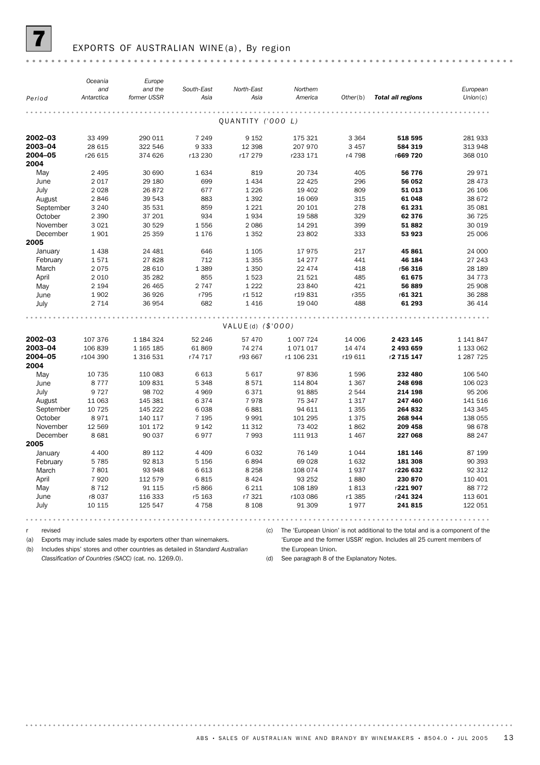# 7 EXPORTS OF AUSTRALIAN WINE (a), By region

| Period | Oceania and Antarctica | Europe and the former USSR | South-East Asia | North-East Asia | Northern America | Other(b) | **Total all regions** | European Union(c) |
|---|---|---|---|---|---|---|---|---|
| | | | | QUANTITY ('000 L) | | | | |
| **2002–03** | 33 499 | 290 011 | 7 249 | 9 152 | 175 321 | 3 364 | **518 595** | 281 933 |
| **2003–04** | 28 615 | 322 546 | 9 333 | 12 398 | 207 970 | 3 457 | **584 319** | 313 948 |
| **2004–05** | r26 615 | 374 626 | r13 230 | r17 279 | r233 171 | r4 798 | r**669 720** | 368 010 |
| **2004** | | | | | | | | |
| May | 2 495 | 30 690 | 1 634 | 819 | 20 734 | 405 | **56 776** | 29 971 |
| June | 2 017 | 29 180 | 699 | 1 434 | 22 425 | 296 | **56 052** | 28 473 |
| July | 2 028 | 26 872 | 677 | 1 226 | 19 402 | 809 | **51 013** | 26 106 |
| August | 2 846 | 39 543 | 883 | 1 392 | 16 069 | 315 | **61 048** | 38 672 |
| September | 3 240 | 35 531 | 859 | 1 221 | 20 101 | 278 | **61 231** | 35 081 |
| October | 2 390 | 37 201 | 934 | 1 934 | 19 588 | 329 | **62 376** | 36 725 |
| November | 3 021 | 30 529 | 1 556 | 2 086 | 14 291 | 399 | **51 882** | 30 019 |
| December | 1 901 | 25 359 | 1 176 | 1 352 | 23 802 | 333 | **53 923** | 25 006 |
| **2005** | | | | | | | | |
| January | 1 438 | 24 481 | 646 | 1 105 | 17 975 | 217 | **45 861** | 24 000 |
| February | 1 571 | 27 828 | 712 | 1 355 | 14 277 | 441 | **46 184** | 27 243 |
| March | 2 075 | 28 610 | 1 389 | 1 350 | 22 474 | 418 | r**56 316** | 28 189 |
| April | 2 010 | 35 282 | 855 | 1 523 | 21 521 | 485 | **61 675** | 34 773 |
| May | 2 194 | 26 465 | 2 747 | 1 222 | 23 840 | 421 | **56 889** | 25 908 |
| June | 1 902 | 36 926 | r795 | r1 512 | r19 831 | r355 | r**61 321** | 36 288 |
| July | 2 714 | 36 954 | 682 | 1 416 | 19 040 | 488 | **61 293** | 36 414 |
| | | | | VALUE (d) ($'000) | | | | |
| **2002–03** | 107 376 | 1 184 324 | 52 246 | 57 470 | 1 007 724 | 14 006 | **2 423 145** | 1 141 847 |
| **2003–04** | 106 839 | 1 165 185 | 61 869 | 74 274 | 1 071 017 | 14 474 | **2 493 659** | 1 133 062 |
| **2004–05** | r104 390 | 1 316 531 | r74 717 | r93 667 | r1 106 231 | r19 611 | r**2 715 147** | 1 287 725 |
| **2004** | | | | | | | | |
| May | 10 735 | 110 083 | 6 613 | 5 617 | 97 836 | 1 596 | **232 480** | 106 540 |
| June | 8 777 | 109 831 | 5 348 | 8 571 | 114 804 | 1 367 | **248 698** | 106 023 |
| July | 9 727 | 98 702 | 4 969 | 6 371 | 91 885 | 2 544 | **214 198** | 95 206 |
| August | 11 063 | 145 381 | 6 374 | 7 978 | 75 347 | 1 317 | **247 460** | 141 516 |
| September | 10 725 | 145 222 | 6 038 | 6 881 | 94 611 | 1 355 | **264 832** | 143 345 |
| October | 8 971 | 140 117 | 7 195 | 9 991 | 101 295 | 1 375 | **268 944** | 138 055 |
| November | 12 569 | 101 172 | 9 142 | 11 312 | 73 402 | 1 862 | **209 458** | 98 678 |
| December | 8 681 | 90 037 | 6 977 | 7 993 | 111 913 | 1 467 | **227 068** | 88 247 |
| **2005** | | | | | | | | |
| January | 4 400 | 89 112 | 4 409 | 6 032 | 76 149 | 1 044 | **181 146** | 87 199 |
| February | 5 785 | 92 813 | 5 156 | 6 894 | 69 028 | 1 632 | **181 308** | 90 393 |
| March | 7 801 | 93 948 | 6 613 | 8 258 | 108 074 | 1 937 | r**226 632** | 92 312 |
| April | 7 920 | 112 579 | 6 815 | 8 424 | 93 252 | 1 880 | **230 870** | 110 401 |
| May | 8 712 | 91 115 | r5 866 | 6 211 | 108 189 | 1 813 | r**221 907** | 88 772 |
| June | r8 037 | 116 333 | r5 163 | r7 321 | r103 086 | r1 385 | r**241 324** | 113 601 |
| July | 10 115 | 125 547 | 4 758 | 8 108 | 91 309 | 1 977 | **241 815** | 122 051 |

r revised

(a) Exports may include sales made by exporters other than winemakers.

(b) Includes ships' stores and other countries as detailed in *Standard Australian Classification of Countries (SACC)* (cat. no. 1269.0).

(c) The 'European Union' is not additional to the total and is a component of the 'Europe and the former USSR' region. Includes all 25 current members of the European Union.

(d) See paragraph 8 of the Explanatory Notes.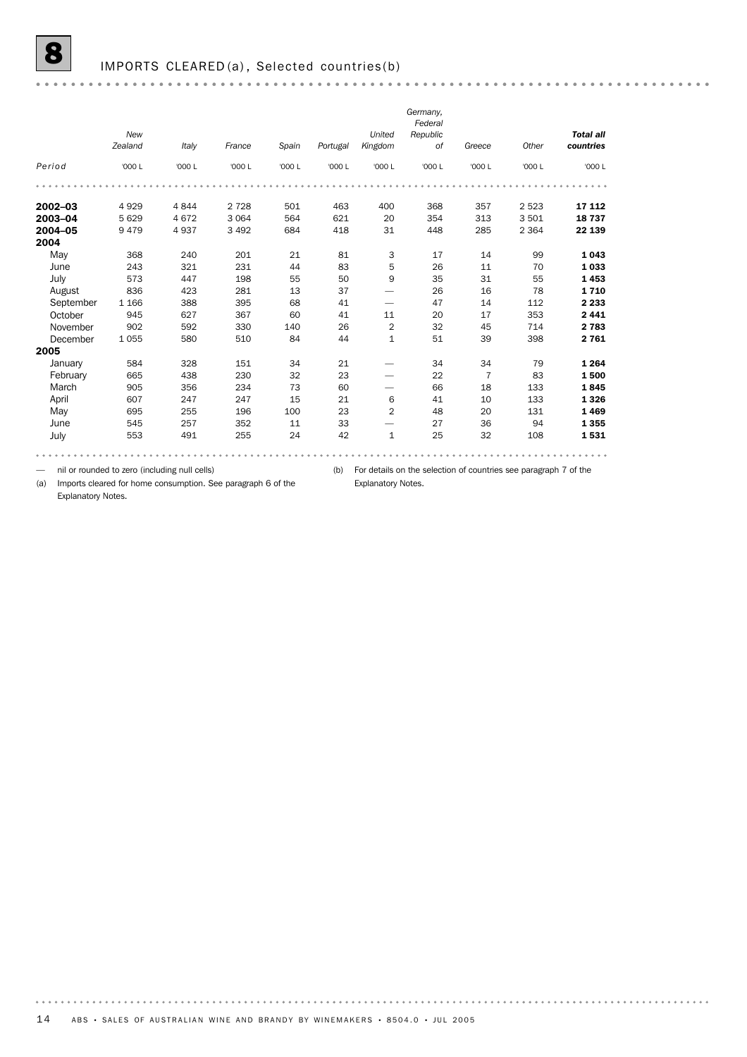## 8 IMPORTS CLEARED (a), Selected countries (b)

| Period | New Zealand | Italy | France | Spain | Portugal | United Kingdom | Germany, Federal Republic of | Greece | Other | Total all countries |
|---|---|---|---|---|---|---|---|---|---|---|
| | '000 L | '000 L | '000 L | '000 L | '000 L | '000 L | '000 L | '000 L | '000 L | '000 L |
| **2002–03** | 4 929 | 4 844 | 2 728 | 501 | 463 | 400 | 368 | 357 | 2 523 | **17 112** |
| **2003–04** | 5 629 | 4 672 | 3 064 | 564 | 621 | 20 | 354 | 313 | 3 501 | **18 737** |
| **2004–05** | 9 479 | 4 937 | 3 492 | 684 | 418 | 31 | 448 | 285 | 2 364 | **22 139** |
| **2004** | | | | | | | | | | |
| May | 368 | 240 | 201 | 21 | 81 | 3 | 17 | 14 | 99 | **1 043** |
| June | 243 | 321 | 231 | 44 | 83 | 5 | 26 | 11 | 70 | **1 033** |
| July | 573 | 447 | 198 | 55 | 50 | 9 | 35 | 31 | 55 | **1 453** |
| August | 836 | 423 | 281 | 13 | 37 | — | 26 | 16 | 78 | **1 710** |
| September | 1 166 | 388 | 395 | 68 | 41 | — | 47 | 14 | 112 | **2 233** |
| October | 945 | 627 | 367 | 60 | 41 | 11 | 20 | 17 | 353 | **2 441** |
| November | 902 | 592 | 330 | 140 | 26 | 2 | 32 | 45 | 714 | **2 783** |
| December | 1 055 | 580 | 510 | 84 | 44 | 1 | 51 | 39 | 398 | **2 761** |
| **2005** | | | | | | | | | | |
| January | 584 | 328 | 151 | 34 | 21 | — | 34 | 34 | 79 | **1 264** |
| February | 665 | 438 | 230 | 32 | 23 | — | 22 | 7 | 83 | **1 500** |
| March | 905 | 356 | 234 | 73 | 60 | — | 66 | 18 | 133 | **1 845** |
| April | 607 | 247 | 247 | 15 | 21 | 6 | 41 | 10 | 133 | **1 326** |
| May | 695 | 255 | 196 | 100 | 23 | 2 | 48 | 20 | 131 | **1 469** |
| June | 545 | 257 | 352 | 11 | 33 | — | 27 | 36 | 94 | **1 355** |
| July | 553 | 491 | 255 | 24 | 42 | 1 | 25 | 32 | 108 | **1 531** |

— nil or rounded to zero (including null cells)

(a) Imports cleared for home consumption. See paragraph 6 of the Explanatory Notes.

(b) For details on the selection of countries see paragraph 7 of the Explanatory Notes.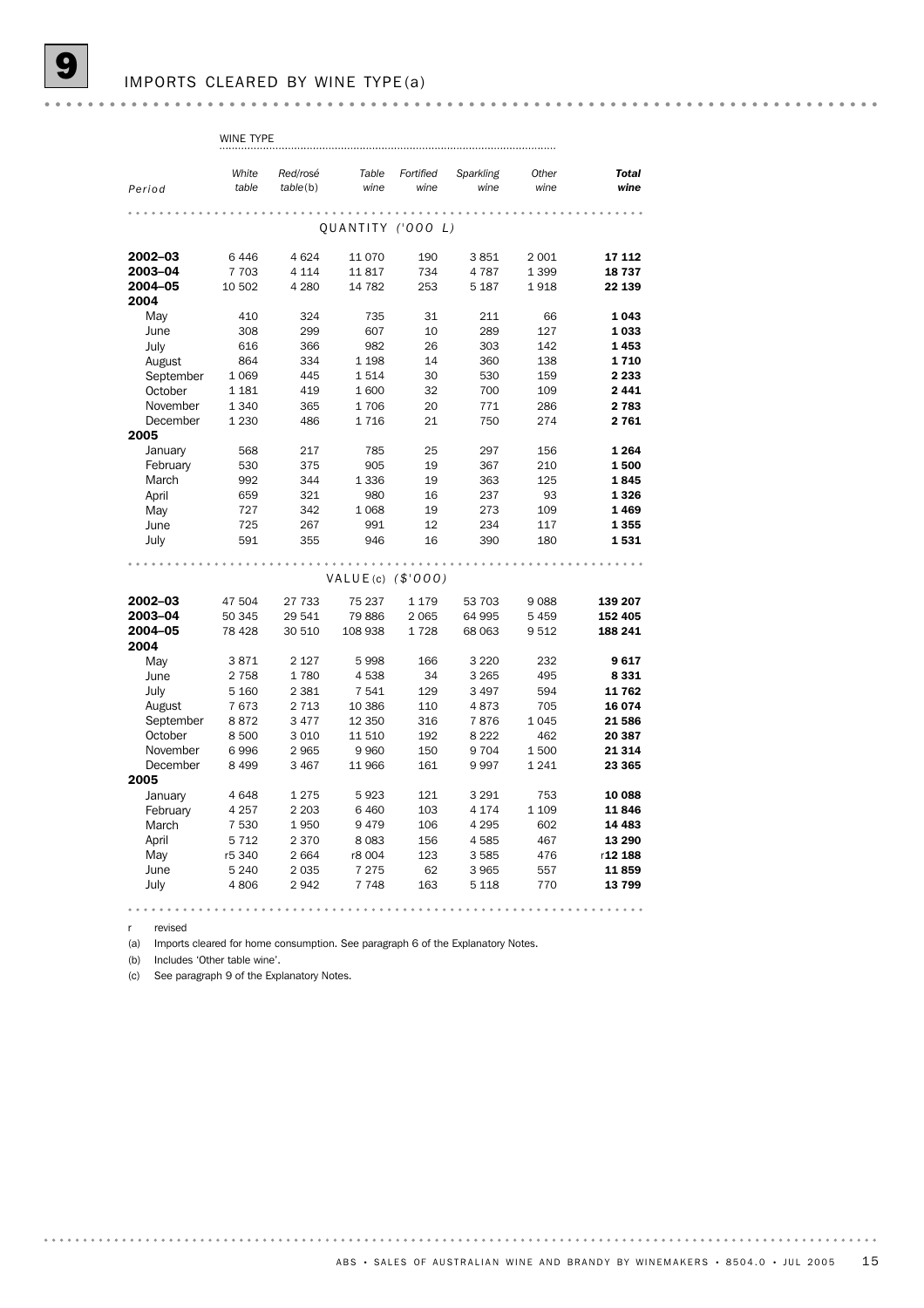# 9 IMPORTS CLEARED BY WINE TYPE(a)

| Period | White table | Red/rosé table(b) | Table wine | Fortified wine | Sparkling wine | Other wine | **Total wine** |
|---|---|---|---|---|---|---|---|
| | WINE TYPE | | | | | | |
| | | | QUANTITY ('000 L) | | | | |
| **2002–03** | 6 446 | 4 624 | 11 070 | 190 | 3 851 | 2 001 | **17 112** |
| **2003–04** | 7 703 | 4 114 | 11 817 | 734 | 4 787 | 1 399 | **18 737** |
| **2004–05** | 10 502 | 4 280 | 14 782 | 253 | 5 187 | 1 918 | **22 139** |
| **2004** | | | | | | | |
| May | 410 | 324 | 735 | 31 | 211 | 66 | **1 043** |
| June | 308 | 299 | 607 | 10 | 289 | 127 | **1 033** |
| July | 616 | 366 | 982 | 26 | 303 | 142 | **1 453** |
| August | 864 | 334 | 1 198 | 14 | 360 | 138 | **1 710** |
| September | 1 069 | 445 | 1 514 | 30 | 530 | 159 | **2 233** |
| October | 1 181 | 419 | 1 600 | 32 | 700 | 109 | **2 441** |
| November | 1 340 | 365 | 1 706 | 20 | 771 | 286 | **2 783** |
| December | 1 230 | 486 | 1 716 | 21 | 750 | 274 | **2 761** |
| **2005** | | | | | | | |
| January | 568 | 217 | 785 | 25 | 297 | 156 | **1 264** |
| February | 530 | 375 | 905 | 19 | 367 | 210 | **1 500** |
| March | 992 | 344 | 1 336 | 19 | 363 | 125 | **1 845** |
| April | 659 | 321 | 980 | 16 | 237 | 93 | **1 326** |
| May | 727 | 342 | 1 068 | 19 | 273 | 109 | **1 469** |
| June | 725 | 267 | 991 | 12 | 234 | 117 | **1 355** |
| July | 591 | 355 | 946 | 16 | 390 | 180 | **1 531** |
| | | | VALUE(c) ($'000) | | | | |
| **2002–03** | 47 504 | 27 733 | 75 237 | 1 179 | 53 703 | 9 088 | **139 207** |
| **2003–04** | 50 345 | 29 541 | 79 886 | 2 065 | 64 995 | 5 459 | **152 405** |
| **2004–05** | 78 428 | 30 510 | 108 938 | 1 728 | 68 063 | 9 512 | **188 241** |
| **2004** | | | | | | | |
| May | 3 871 | 2 127 | 5 998 | 166 | 3 220 | 232 | **9 617** |
| June | 2 758 | 1 780 | 4 538 | 34 | 3 265 | 495 | **8 331** |
| July | 5 160 | 2 381 | 7 541 | 129 | 3 497 | 594 | **11 762** |
| August | 7 673 | 2 713 | 10 386 | 110 | 4 873 | 705 | **16 074** |
| September | 8 872 | 3 477 | 12 350 | 316 | 7 876 | 1 045 | **21 586** |
| October | 8 500 | 3 010 | 11 510 | 192 | 8 222 | 462 | **20 387** |
| November | 6 996 | 2 965 | 9 960 | 150 | 9 704 | 1 500 | **21 314** |
| December | 8 499 | 3 467 | 11 966 | 161 | 9 997 | 1 241 | **23 365** |
| **2005** | | | | | | | |
| January | 4 648 | 1 275 | 5 923 | 121 | 3 291 | 753 | **10 088** |
| February | 4 257 | 2 203 | 6 460 | 103 | 4 174 | 1 109 | **11 846** |
| March | 7 530 | 1 950 | 9 479 | 106 | 4 295 | 602 | **14 483** |
| April | 5 712 | 2 370 | 8 083 | 156 | 4 585 | 467 | **13 290** |
| May | r5 340 | 2 664 | r8 004 | 123 | 3 585 | 476 | r**12 188** |
| June | 5 240 | 2 035 | 7 275 | 62 | 3 965 | 557 | **11 859** |
| July | 4 806 | 2 942 | 7 748 | 163 | 5 118 | 770 | **13 799** |

r revised

(a) Imports cleared for home consumption. See paragraph 6 of the Explanatory Notes.

(b) Includes 'Other table wine'.

(c) See paragraph 9 of the Explanatory Notes.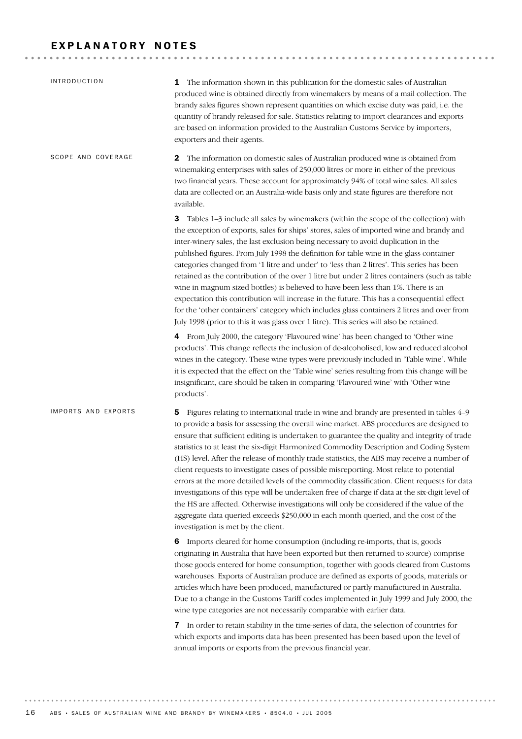# EXPLANATORY NOTES

## INTRODUCTION

**1** The information shown in this publication for the domestic sales of Australian produced wine is obtained directly from winemakers by means of a mail collection. The brandy sales figures shown represent quantities on which excise duty was paid, i.e. the quantity of brandy released for sale. Statistics relating to import clearances and exports are based on information provided to the Australian Customs Service by importers, exporters and their agents.

## SCOPE AND COVERAGE

**2** The information on domestic sales of Australian produced wine is obtained from winemaking enterprises with sales of 250,000 litres or more in either of the previous two financial years. These account for approximately 94% of total wine sales. All sales data are collected on an Australia-wide basis only and state figures are therefore not available.

**3** Tables 1–3 include all sales by winemakers (within the scope of the collection) with the exception of exports, sales for ships' stores, sales of imported wine and brandy and inter-winery sales, the last exclusion being necessary to avoid duplication in the published figures. From July 1998 the definition for table wine in the glass container categories changed from '1 litre and under' to 'less than 2 litres'. This series has been retained as the contribution of the over 1 litre but under 2 litres containers (such as table wine in magnum sized bottles) is believed to have been less than 1%. There is an expectation this contribution will increase in the future. This has a consequential effect for the 'other containers' category which includes glass containers 2 litres and over from July 1998 (prior to this it was glass over 1 litre). This series will also be retained.

**4** From July 2000, the category 'Flavoured wine' has been changed to 'Other wine products'. This change reflects the inclusion of de-alcoholised, low and reduced alcohol wines in the category. These wine types were previously included in 'Table wine'. While it is expected that the effect on the 'Table wine' series resulting from this change will be insignificant, care should be taken in comparing 'Flavoured wine' with 'Other wine products'.

## IMPORTS AND EXPORTS

**5** Figures relating to international trade in wine and brandy are presented in tables 4–9 to provide a basis for assessing the overall wine market. ABS procedures are designed to ensure that sufficient editing is undertaken to guarantee the quality and integrity of trade statistics to at least the six-digit Harmonized Commodity Description and Coding System (HS) level. After the release of monthly trade statistics, the ABS may receive a number of client requests to investigate cases of possible misreporting. Most relate to potential errors at the more detailed levels of the commodity classification. Client requests for data investigations of this type will be undertaken free of charge if data at the six-digit level of the HS are affected. Otherwise investigations will only be considered if the value of the aggregate data queried exceeds $250,000 in each month queried, and the cost of the investigation is met by the client.

**6** Imports cleared for home consumption (including re-imports, that is, goods originating in Australia that have been exported but then returned to source) comprise those goods entered for home consumption, together with goods cleared from Customs warehouses. Exports of Australian produce are defined as exports of goods, materials or articles which have been produced, manufactured or partly manufactured in Australia. Due to a change in the Customs Tariff codes implemented in July 1999 and July 2000, the wine type categories are not necessarily comparable with earlier data.

**7** In order to retain stability in the time-series of data, the selection of countries for which exports and imports data has been presented has been based upon the level of annual imports or exports from the previous financial year.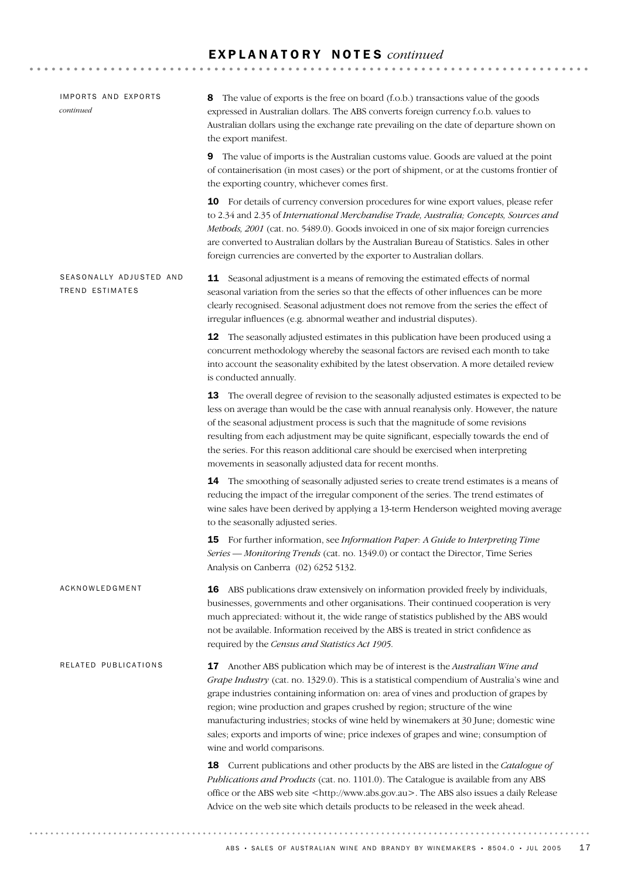# EXPLANATORY NOTES *continued*

## IMPORTS AND EXPORTS *continued*

**8** The value of exports is the free on board (f.o.b.) transactions value of the goods expressed in Australian dollars. The ABS converts foreign currency f.o.b. values to Australian dollars using the exchange rate prevailing on the date of departure shown on the export manifest.

**9** The value of imports is the Australian customs value. Goods are valued at the point of containerisation (in most cases) or the port of shipment, or at the customs frontier of the exporting country, whichever comes first.

**10** For details of currency conversion procedures for wine export values, please refer to 2.34 and 2.35 of *International Merchandise Trade, Australia; Concepts, Sources and Methods, 2001* (cat. no. 5489.0). Goods invoiced in one of six major foreign currencies are converted to Australian dollars by the Australian Bureau of Statistics. Sales in other foreign currencies are converted by the exporter to Australian dollars.

## SEASONALLY ADJUSTED AND TREND ESTIMATES

**11** Seasonal adjustment is a means of removing the estimated effects of normal seasonal variation from the series so that the effects of other influences can be more clearly recognised. Seasonal adjustment does not remove from the series the effect of irregular influences (e.g. abnormal weather and industrial disputes).

**12** The seasonally adjusted estimates in this publication have been produced using a concurrent methodology whereby the seasonal factors are revised each month to take into account the seasonality exhibited by the latest observation. A more detailed review is conducted annually.

**13** The overall degree of revision to the seasonally adjusted estimates is expected to be less on average than would be the case with annual reanalysis only. However, the nature of the seasonal adjustment process is such that the magnitude of some revisions resulting from each adjustment may be quite significant, especially towards the end of the series. For this reason additional care should be exercised when interpreting movements in seasonally adjusted data for recent months.

**14** The smoothing of seasonally adjusted series to create trend estimates is a means of reducing the impact of the irregular component of the series. The trend estimates of wine sales have been derived by applying a 13-term Henderson weighted moving average to the seasonally adjusted series.

**15** For further information, see *Information Paper: A Guide to Interpreting Time Series — Monitoring Trends* (cat. no. 1349.0) or contact the Director, Time Series Analysis on Canberra (02) 6252 5132.

## ACKNOWLEDGMENT

**16** ABS publications draw extensively on information provided freely by individuals, businesses, governments and other organisations. Their continued cooperation is very much appreciated: without it, the wide range of statistics published by the ABS would not be available. Information received by the ABS is treated in strict confidence as required by the *Census and Statistics Act 1905*.

## RELATED PUBLICATIONS

**17** Another ABS publication which may be of interest is the *Australian Wine and Grape Industry* (cat. no. 1329.0). This is a statistical compendium of Australia's wine and grape industries containing information on: area of vines and production of grapes by region; wine production and grapes crushed by region; structure of the wine manufacturing industries; stocks of wine held by winemakers at 30 June; domestic wine sales; exports and imports of wine; price indexes of grapes and wine; consumption of wine and world comparisons.

**18** Current publications and other products by the ABS are listed in the *Catalogue of Publications and Products* (cat. no. 1101.0). The Catalogue is available from any ABS office or the ABS web site <http://www.abs.gov.au>. The ABS also issues a daily Release Advice on the web site which details products to be released in the week ahead.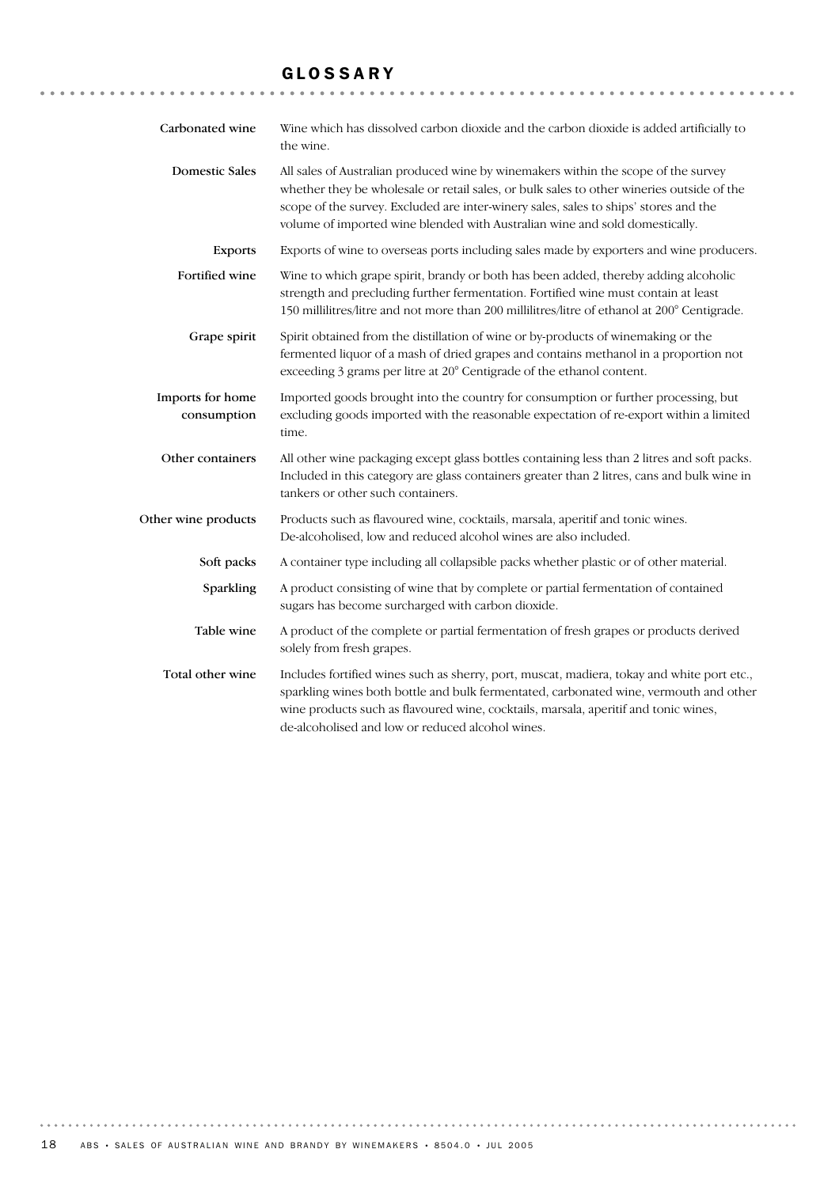# GLOSSARY

**Carbonated wine**
Wine which has dissolved carbon dioxide and the carbon dioxide is added artificially to the wine.

**Domestic Sales**
All sales of Australian produced wine by winemakers within the scope of the survey whether they be wholesale or retail sales, or bulk sales to other wineries outside of the scope of the survey. Excluded are inter-winery sales, sales to ships' stores and the volume of imported wine blended with Australian wine and sold domestically.

**Exports**
Exports of wine to overseas ports including sales made by exporters and wine producers.

**Fortified wine**
Wine to which grape spirit, brandy or both has been added, thereby adding alcoholic strength and precluding further fermentation. Fortified wine must contain at least 150 millilitres/litre and not more than 200 millilitres/litre of ethanol at 200° Centigrade.

**Grape spirit**
Spirit obtained from the distillation of wine or by-products of winemaking or the fermented liquor of a mash of dried grapes and contains methanol in a proportion not exceeding 3 grams per litre at 20° Centigrade of the ethanol content.

**Imports for home consumption**
Imported goods brought into the country for consumption or further processing, but excluding goods imported with the reasonable expectation of re-export within a limited time.

**Other containers**
All other wine packaging except glass bottles containing less than 2 litres and soft packs. Included in this category are glass containers greater than 2 litres, cans and bulk wine in tankers or other such containers.

**Other wine products**
Products such as flavoured wine, cocktails, marsala, aperitif and tonic wines. De-alcoholised, low and reduced alcohol wines are also included.

**Soft packs**
A container type including all collapsible packs whether plastic or of other material.

**Sparkling**
A product consisting of wine that by complete or partial fermentation of contained sugars has become surcharged with carbon dioxide.

**Table wine**
A product of the complete or partial fermentation of fresh grapes or products derived solely from fresh grapes.

**Total other wine**
Includes fortified wines such as sherry, port, muscat, madiera, tokay and white port etc., sparkling wines both bottle and bulk fermentated, carbonated wine, vermouth and other wine products such as flavoured wine, cocktails, marsala, aperitif and tonic wines, de-alcoholised and low or reduced alcohol wines.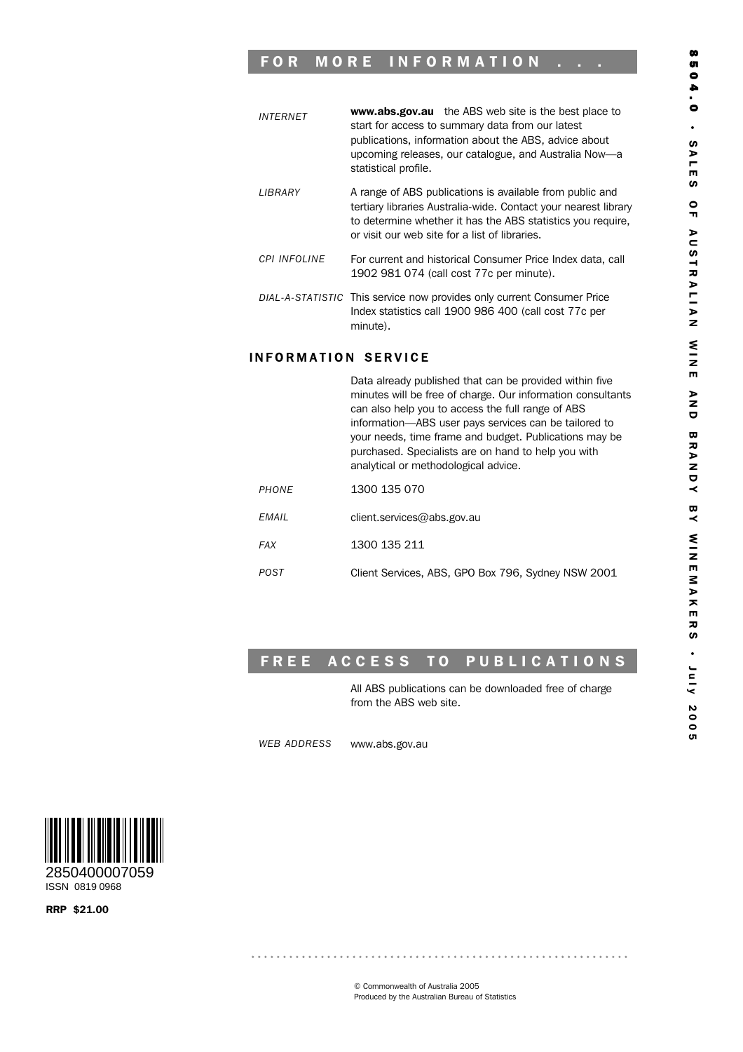## FOR MORE INFORMATION . . .

*INTERNET* **www.abs.gov.au** the ABS web site is the best place to start for access to summary data from our latest publications, information about the ABS, advice about upcoming releases, our catalogue, and Australia Now—a statistical profile.

*LIBRARY* A range of ABS publications is available from public and tertiary libraries Australia-wide. Contact your nearest library to determine whether it has the ABS statistics you require, or visit our web site for a list of libraries.

*CPI INFOLINE* For current and historical Consumer Price Index data, call 1902 981 074 (call cost 77c per minute).

*DIAL-A-STATISTIC* This service now provides only current Consumer Price Index statistics call 1900 986 400 (call cost 77c per minute).

### INFORMATION SERVICE

Data already published that can be provided within five minutes will be free of charge. Our information consultants can also help you to access the full range of ABS information—ABS user pays services can be tailored to your needs, time frame and budget. Publications may be purchased. Specialists are on hand to help you with analytical or methodological advice.

*PHONE* 1300 135 070

*EMAIL* client.services@abs.gov.au

*FAX* 1300 135 211

*POST* Client Services, ABS, GPO Box 796, Sydney NSW 2001

## FREE ACCESS TO PUBLICATIONS

All ABS publications can be downloaded free of charge from the ABS web site.

*WEB ADDRESS* www.abs.gov.au

2850400007059

ISSN 0819 0968

**RRP $21.00**

© Commonwealth of Australia 2005

Produced by the Australian Bureau of Statistics